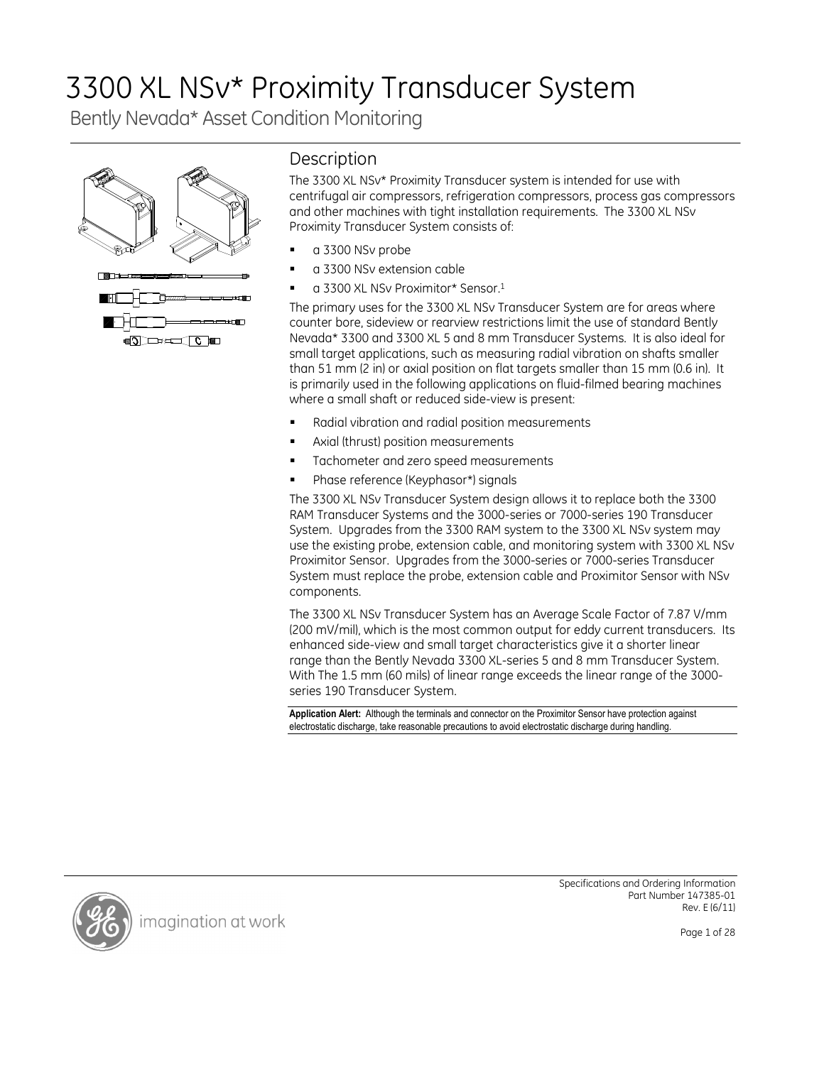# 3300 XL NSv* Proximity Transducer System

Bently Nevada* Asset Condition Monitoring

## Description

The 3300 XL NSv* Proximity Transducer system is intended for use with centrifugal air compressors, refrigeration compressors, process gas compressors and other machines with tight installation requirements. The 3300 XL NSv Proximity Transducer System consists of:

- a 3300 NSv probe
- a 3300 NSv extension cable
- a 3300 XL NSv Proximitor* Sensor.[1]

The primary uses for the 3300 XL NSv Transducer System are for areas where counter bore, sideview or rearview restrictions limit the use of standard Bently Nevada* 3300 and 3300 XL 5 and 8 mm Transducer Systems. It is also ideal for small target applications, such as measuring radial vibration on shafts smaller than 51 mm (2 in) or axial position on flat targets smaller than 15 mm (0.6 in). It is primarily used in the following applications on fluid-filmed bearing machines where a small shaft or reduced side-view is present:

- Radial vibration and radial position measurements
- Axial (thrust) position measurements
- Tachometer and zero speed measurements
- Phase reference (Keyphasor*) signals

The 3300 XL NSv Transducer System design allows it to replace both the 3300 RAM Transducer Systems and the 3000-series or 7000-series 190 Transducer System. Upgrades from the 3300 RAM system to the 3300 XL NSv system may use the existing probe, extension cable, and monitoring system with 3300 XL NSv Proximitor Sensor. Upgrades from the 3000-series or 7000-series Transducer System must replace the probe, extension cable and Proximitor Sensor with NSv components.

The 3300 XL NSv Transducer System has an Average Scale Factor of 7.87 V/mm (200 mV/mil), which is the most common output for eddy current transducers. Its enhanced side-view and small target characteristics give it a shorter linear range than the Bently Nevada 3300 XL-series 5 and 8 mm Transducer System. With The 1.5 mm (60 mils) of linear range exceeds the linear range of the 3000-series 190 Transducer System.

**Application Alert:** Although the terminals and connector on the Proximitor Sensor have protection against electrostatic discharge, take reasonable precautions to avoid electrostatic discharge during handling.

Specifications and Ordering Information
Part Number 147385-01
Rev. E (6/11)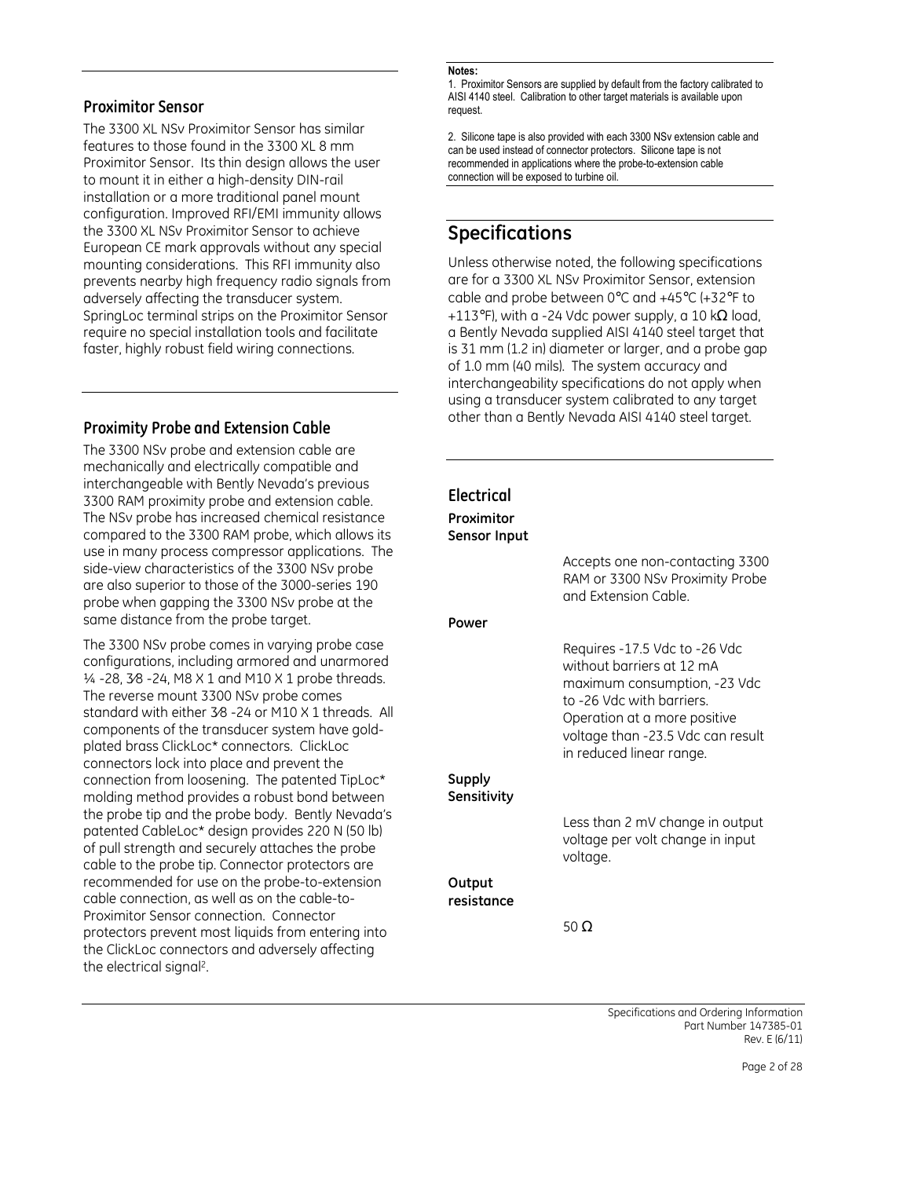### Proximitor Sensor

The 3300 XL NSv Proximitor Sensor has similar features to those found in the 3300 XL 8 mm Proximitor Sensor. Its thin design allows the user to mount it in either a high-density DIN-rail installation or a more traditional panel mount configuration. Improved RFI/EMI immunity allows the 3300 XL NSv Proximitor Sensor to achieve European CE mark approvals without any special mounting considerations. This RFI immunity also prevents nearby high frequency radio signals from adversely affecting the transducer system. SpringLoc terminal strips on the Proximitor Sensor require no special installation tools and facilitate faster, highly robust field wiring connections.

### Proximity Probe and Extension Cable

The 3300 NSv probe and extension cable are mechanically and electrically compatible and interchangeable with Bently Nevada's previous 3300 RAM proximity probe and extension cable. The NSv probe has increased chemical resistance compared to the 3300 RAM probe, which allows its use in many process compressor applications. The side-view characteristics of the 3300 NSv probe are also superior to those of the 3000-series 190 probe when gapping the 3300 NSv probe at the same distance from the probe target.

The 3300 NSv probe comes in varying probe case configurations, including armored and unarmored ¼ -28, 3⁄8 -24, M8 X 1 and M10 X 1 probe threads. The reverse mount 3300 NSv probe comes standard with either 3⁄8 -24 or M10 X 1 threads. All components of the transducer system have gold-plated brass ClickLoc* connectors. ClickLoc connectors lock into place and prevent the connection from loosening. The patented TipLoc* molding method provides a robust bond between the probe tip and the probe body. Bently Nevada's patented CableLoc* design provides 220 N (50 lb) of pull strength and securely attaches the probe cable to the probe tip. Connector protectors are recommended for use on the probe-to-extension cable connection, as well as on the cable-to-Proximitor Sensor connection. Connector protectors prevent most liquids from entering into the ClickLoc connectors and adversely affecting the electrical signal[2].

**Notes:**

1. Proximitor Sensors are supplied by default from the factory calibrated to AISI 4140 steel. Calibration to other target materials is available upon request.

2. Silicone tape is also provided with each 3300 NSv extension cable and can be used instead of connector protectors. Silicone tape is not recommended in applications where the probe-to-extension cable connection will be exposed to turbine oil.

## Specifications

Unless otherwise noted, the following specifications are for a 3300 XL NSv Proximitor Sensor, extension cable and probe between 0°C and +45°C (+32°F to +113°F), with a -24 Vdc power supply, a 10 kΩ load, a Bently Nevada supplied AISI 4140 steel target that is 31 mm (1.2 in) diameter or larger, and a probe gap of 1.0 mm (40 mils). The system accuracy and interchangeability specifications do not apply when using a transducer system calibrated to any target other than a Bently Nevada AISI 4140 steel target.

### Electrical

**Proximitor Sensor Input**

Accepts one non-contacting 3300 RAM or 3300 NSv Proximity Probe and Extension Cable.

**Power**

Requires -17.5 Vdc to -26 Vdc without barriers at 12 mA maximum consumption, -23 Vdc to -26 Vdc with barriers. Operation at a more positive voltage than -23.5 Vdc can result in reduced linear range.

**Supply Sensitivity**

Less than 2 mV change in output voltage per volt change in input voltage.

**Output resistance**

50 Ω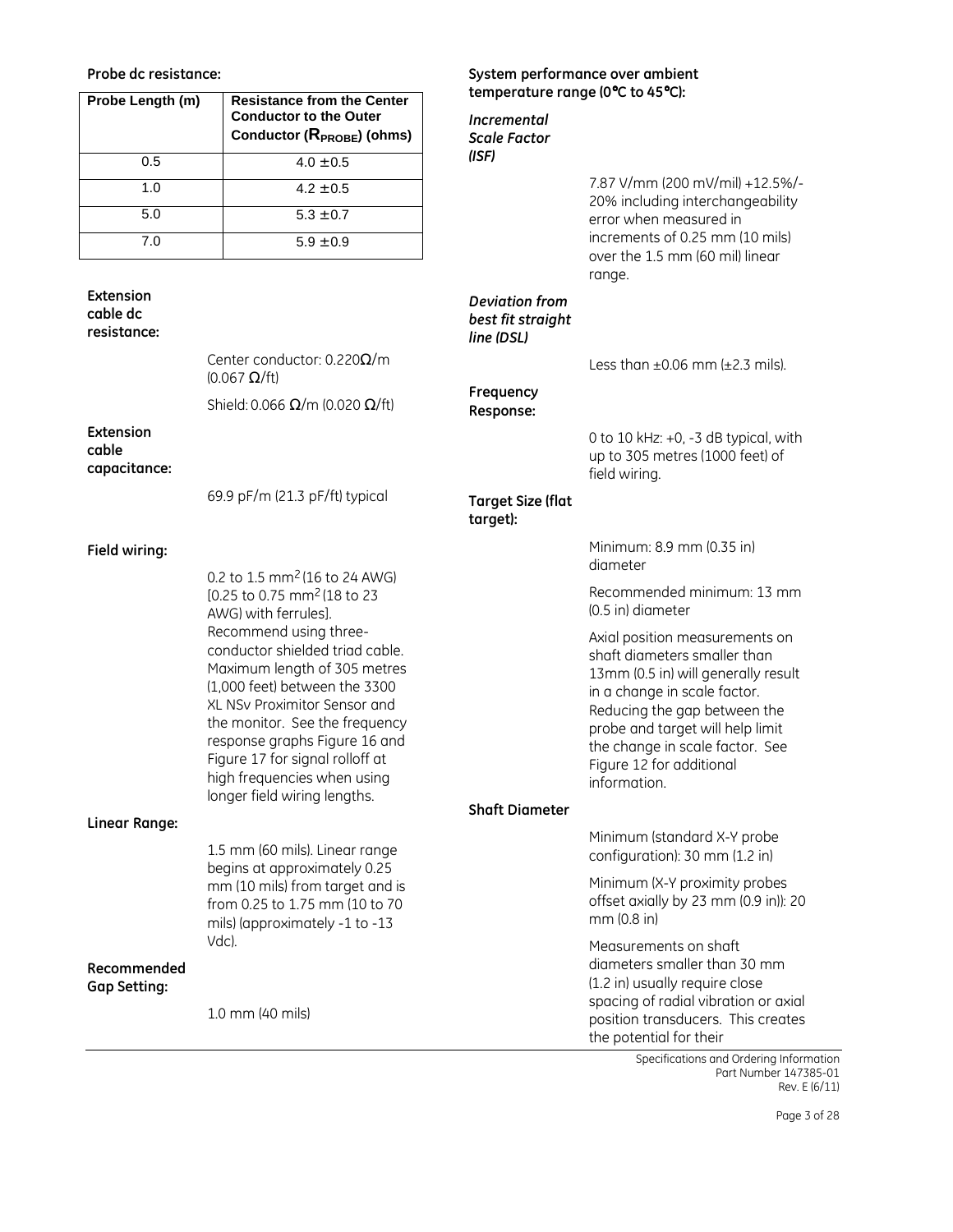**Probe dc resistance:**

| Probe Length (m) | Resistance from the Center Conductor to the Outer Conductor ($R_{PROBE}$) (ohms) |
|---|---|
| 0.5 | 4.0 ±0.5 |
| 1.0 | 4.2 ±0.5 |
| 5.0 | 5.3 ±0.7 |
| 7.0 | 5.9 ±0.9 |

**Extension cable dc resistance:**

Center conductor: 0.220Ω/m (0.067 Ω/ft)

Shield: 0.066 Ω/m (0.020 Ω/ft)

**Extension cable capacitance:**

69.9 pF/m (21.3 pF/ft) typical

**Field wiring:**

0.2 to 1.5 mm² (16 to 24 AWG) [0.25 to 0.75 mm² (18 to 23 AWG) with ferrules]. Recommend using three-conductor shielded triad cable. Maximum length of 305 metres (1,000 feet) between the 3300 XL NSv Proximitor Sensor and the monitor. See the frequency response graphs Figure 16 and Figure 17 for signal rolloff at high frequencies when using longer field wiring lengths.

**Linear Range:**

1.5 mm (60 mils). Linear range begins at approximately 0.25 mm (10 mils) from target and is from 0.25 to 1.75 mm (10 to 70 mils) (approximately -1 to -13 Vdc).

**Recommended Gap Setting:**

1.0 mm (40 mils)

**System performance over ambient temperature range (0°C to 45°C):**

***Incremental Scale Factor (ISF)***

7.87 V/mm (200 mV/mil) +12.5%/-20% including interchangeability error when measured in increments of 0.25 mm (10 mils) over the 1.5 mm (60 mil) linear range.

***Deviation from best fit straight line (DSL)***

Less than ±0.06 mm (±2.3 mils).

**Frequency Response:**

0 to 10 kHz: +0, -3 dB typical, with up to 305 metres (1000 feet) of field wiring.

**Target Size (flat target):**

Minimum: 8.9 mm (0.35 in) diameter

Recommended minimum: 13 mm (0.5 in) diameter

Axial position measurements on shaft diameters smaller than 13mm (0.5 in) will generally result in a change in scale factor. Reducing the gap between the probe and target will help limit the change in scale factor. See Figure 12 for additional information.

**Shaft Diameter**

Minimum (standard X-Y probe configuration): 30 mm (1.2 in)

Minimum (X-Y proximity probes offset axially by 23 mm (0.9 in)): 20 mm (0.8 in)

Measurements on shaft diameters smaller than 30 mm (1.2 in) usually require close spacing of radial vibration or axial position transducers. This creates the potential for their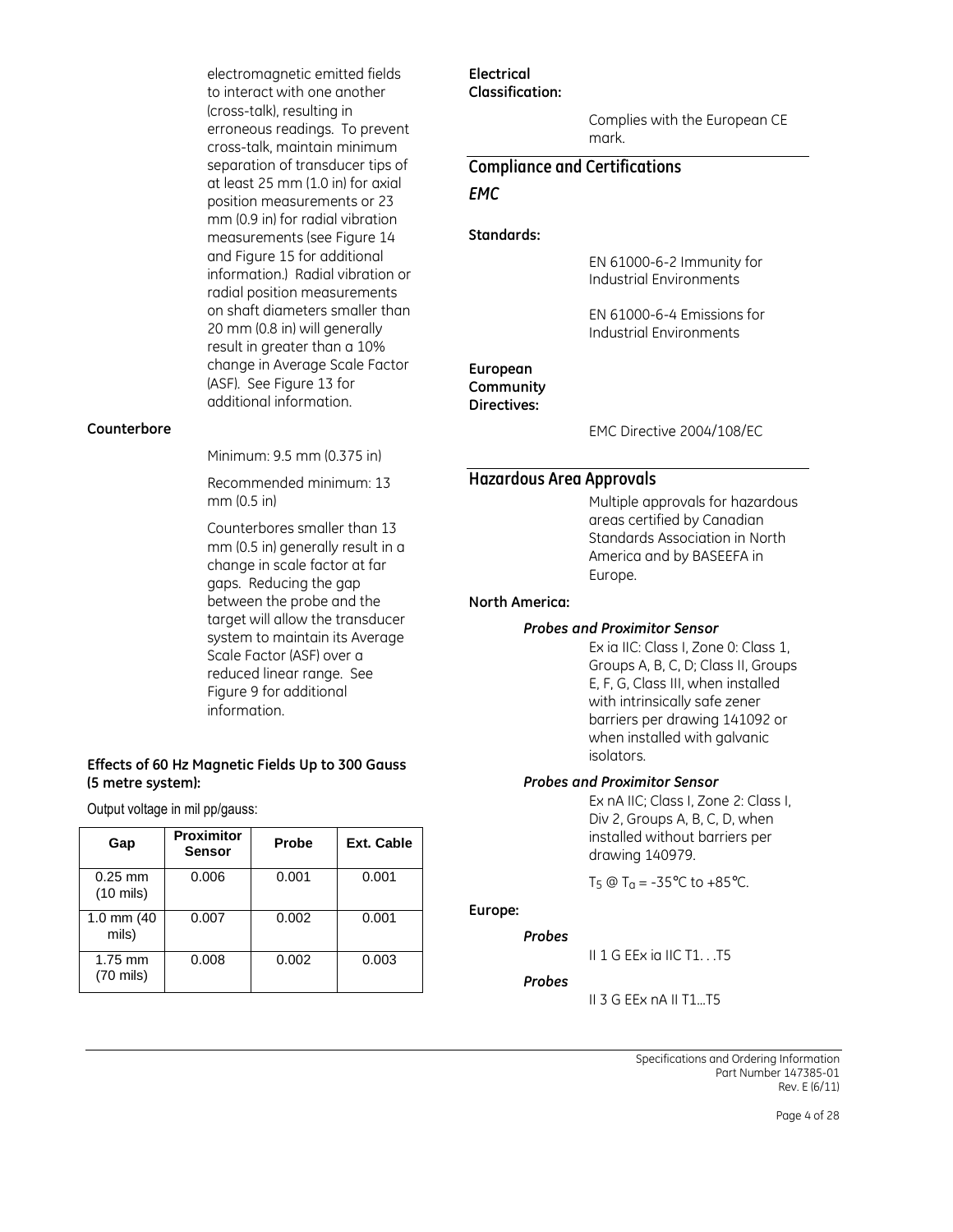electromagnetic emitted fields to interact with one another (cross-talk), resulting in erroneous readings. To prevent cross-talk, maintain minimum separation of transducer tips of at least 25 mm (1.0 in) for axial position measurements or 23 mm (0.9 in) for radial vibration measurements (see Figure 14 and Figure 15 for additional information.) Radial vibration or radial position measurements on shaft diameters smaller than 20 mm (0.8 in) will generally result in greater than a 10% change in Average Scale Factor (ASF). See Figure 13 for additional information.

**Counterbore**

Minimum: 9.5 mm (0.375 in)

Recommended minimum: 13 mm (0.5 in)

Counterbores smaller than 13 mm (0.5 in) generally result in a change in scale factor at far gaps. Reducing the gap between the probe and the target will allow the transducer system to maintain its Average Scale Factor (ASF) over a reduced linear range. See Figure 9 for additional information.

**Effects of 60 Hz Magnetic Fields Up to 300 Gauss (5 metre system):**

Output voltage in mil pp/gauss:

| Gap | Proximitor Sensor | Probe | Ext. Cable |
|---|---|---|---|
| 0.25 mm (10 mils) | 0.006 | 0.001 | 0.001 |
| 1.0 mm (40 mils) | 0.007 | 0.002 | 0.001 |
| 1.75 mm (70 mils) | 0.008 | 0.002 | 0.003 |

**Electrical Classification:**

Complies with the European CE mark.

## Compliance and Certifications

### *EMC*

**Standards:**

EN 61000-6-2 Immunity for Industrial Environments

EN 61000-6-4 Emissions for Industrial Environments

**European Community Directives:**

EMC Directive 2004/108/EC

## Hazardous Area Approvals

Multiple approvals for hazardous areas certified by Canadian Standards Association in North America and by BASEEFA in Europe.

**North America:**

***Probes and Proximitor Sensor***

Ex ia IIC: Class 1, Zone 0: Class 1, Groups A, B, C, D; Class II, Groups E, F, G, Class III, when installed with intrinsically safe zener barriers per drawing 141092 or when installed with galvanic isolators.

***Probes and Proximitor Sensor***

Ex nA IIC; Class I, Zone 2: Class I, Div 2, Groups A, B, C, D, when installed without barriers per drawing 140979.

$T_5$ @ $T_a$ = -35°C to +85°C.

**Europe:**

***Probes***

II 1 G EEx ia IIC T1. . .T5

***Probes***

II 3 G EEx nA II T1…T5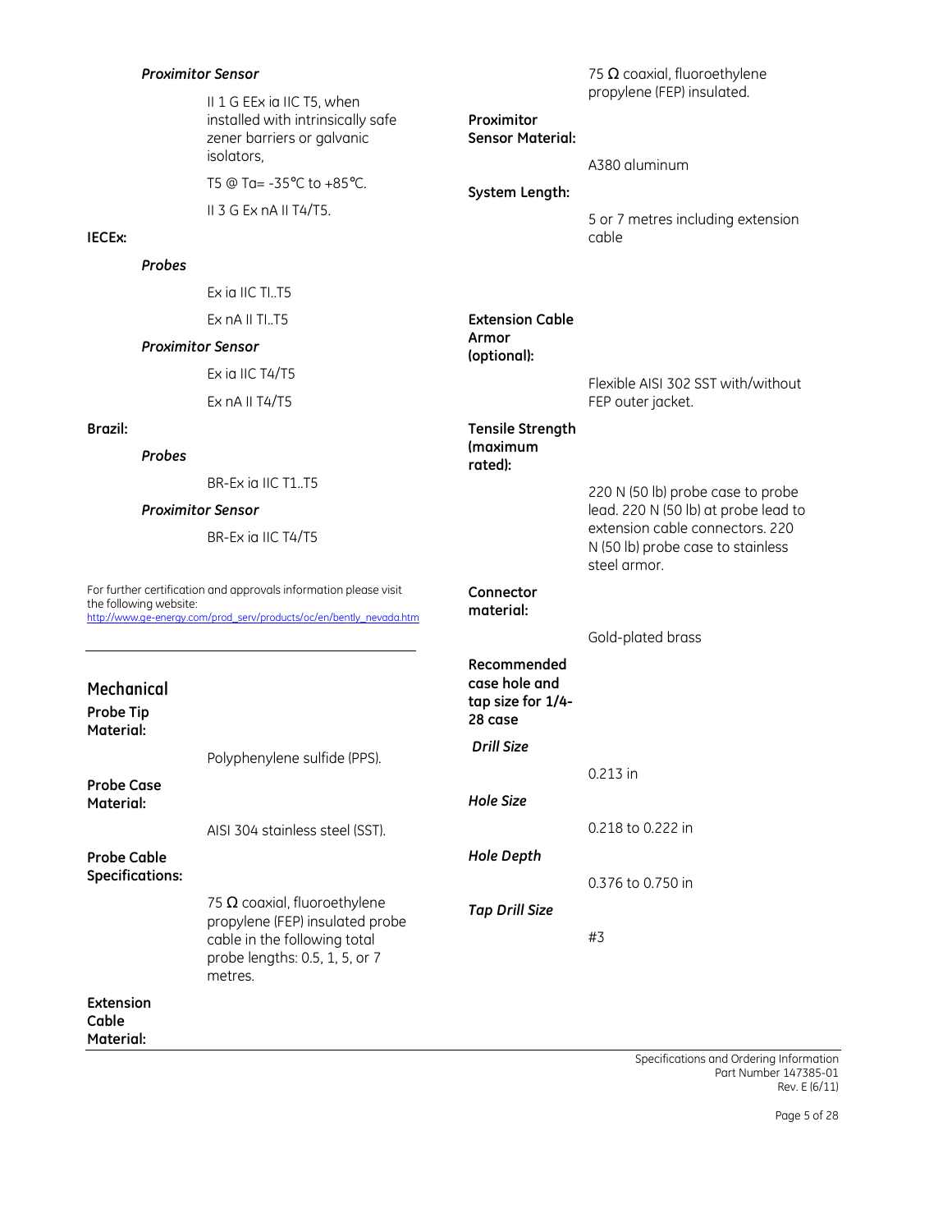***Proximitor Sensor***

II 1 G EEx ia IIC T5, when installed with intrinsically safe zener barriers or galvanic isolators,

T5 @ Ta= -35°C to +85°C.

II 3 G Ex nA II T4/T5.

**IECEx:**

***Probes***

Ex ia IIC TI..T5

Ex nA II TI..T5

***Proximitor Sensor***

Ex ia IIC T4/T5

Ex nA II T4/T5

**Brazil:**

***Probes***

BR-Ex ia IIC T1..T5

***Proximitor Sensor***

BR-Ex ia IIC T4/T5

For further certification and approvals information please visit the following website: http://www.ge-energy.com/prod_serv/products/oc/en/bently_nevada.htm

## Mechanical

**Probe Tip Material:**

Polyphenylene sulfide (PPS).

**Probe Case Material:**

AISI 304 stainless steel (SST).

**Probe Cable Specifications:**

75 Ω coaxial, fluoroethylene propylene (FEP) insulated probe cable in the following total probe lengths: 0.5, 1, 5, or 7 metres.

**Extension Cable Material:**

75 Ω coaxial, fluoroethylene propylene (FEP) insulated.

**Proximitor Sensor Material:**

A380 aluminum

**System Length:**

5 or 7 metres including extension cable

**Extension Cable Armor (optional):**

Flexible AISI 302 SST with/without FEP outer jacket.

**Tensile Strength (maximum rated):**

220 N (50 lb) probe case to probe lead. 220 N (50 lb) at probe lead to extension cable connectors. 220 N (50 lb) probe case to stainless steel armor.

**Connector material:**

Gold-plated brass

**Recommended case hole and tap size for 1/4-28 case**

***Drill Size***

0.213 in

***Hole Size***

0.218 to 0.222 in

***Hole Depth***

0.376 to 0.750 in

***Tap Drill Size***

#3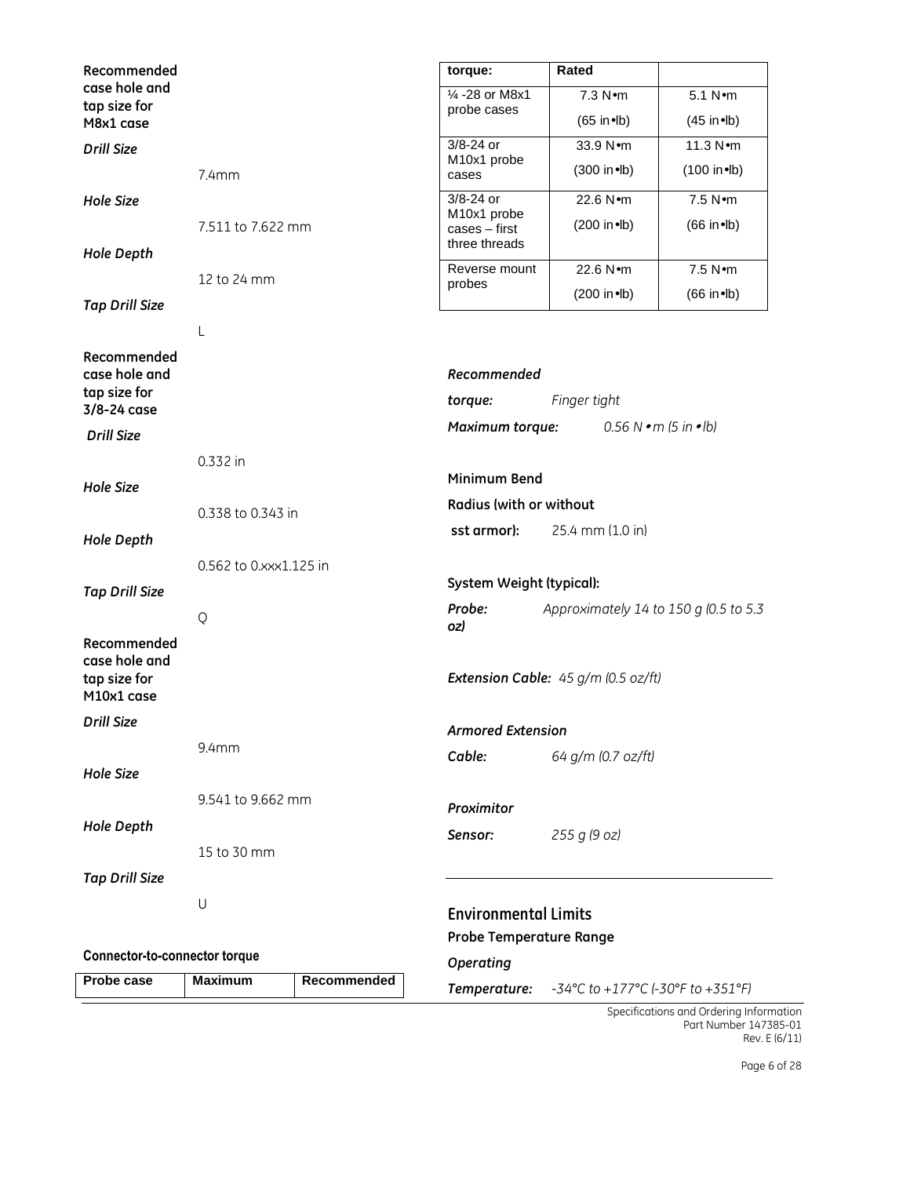**Recommended case hole and tap size for M8x1 case**

*Drill Size*

7.4mm

*Hole Size*

7.511 to 7.622 mm

*Hole Depth*

12 to 24 mm

*Tap Drill Size*

L

**Recommended case hole and tap size for 3/8-24 case**

*Drill Size*

0.332 in

*Hole Size*

0.338 to 0.343 in

*Hole Depth*

0.562 to 0.xxx1.125 in

*Tap Drill Size*

Q

**Recommended case hole and tap size for M10x1 case**

*Drill Size*

9.4mm

*Hole Size*

9.541 to 9.662 mm

*Hole Depth*

15 to 30 mm

*Tap Drill Size*

U

**Connector-to-connector torque**

| Probe case | Maximum Rated torque: | Recommended |
|---|---|---|
| ¼ -28 or M8x1 probe cases | 7.3 N•m (65 in•lb) | 5.1 N•m (45 in•lb) |
| 3/8-24 or M10x1 probe cases | 33.9 N•m (300 in•lb) | 11.3 N•m (100 in•lb) |
| 3/8-24 or M10x1 probe cases – first three threads | 22.6 N•m (200 in•lb) | 7.5 N•m (66 in•lb) |
| Reverse mount probes | 22.6 N•m (200 in•lb) | 7.5 N•m (66 in•lb) |

*Recommended torque:* *Finger tight*

*Maximum torque:* *0.56 N•m (5 in•lb)*

**Minimum Bend Radius (with or without sst armor):** 25.4 mm (1.0 in)

**System Weight (typical):**

*Probe:* *Approximately 14 to 150 g (0.5 to 5.3 oz)*

*Extension Cable: 45 g/m (0.5 oz/ft)*

*Armored Extension Cable:* *64 g/m (0.7 oz/ft)*

*Proximitor Sensor:* *255 g (9 oz)*

## Environmental Limits

**Probe Temperature Range**

*Operating Temperature:* *-34°C to +177°C (-30°F to +351°F)*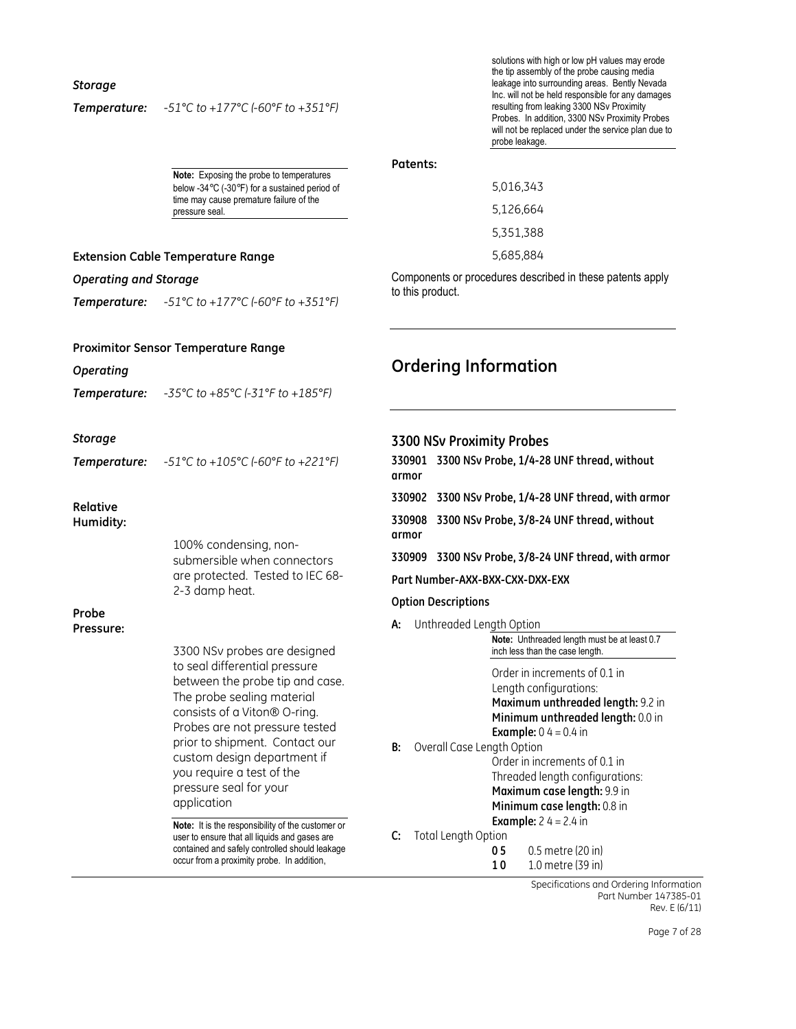*Storage*

***Temperature:*** *-51°C to +177°C (-60°F to +351°F)*

**Note:** Exposing the probe to temperatures below -34°C (-30°F) for a sustained period of time may cause premature failure of the pressure seal.

**Extension Cable Temperature Range**

*Operating and Storage*

***Temperature:*** *-51°C to +177°C (-60°F to +351°F)*

**Proximitor Sensor Temperature Range**

*Operating*

***Temperature:*** *-35°C to +85°C (-31°F to +185°F)*

*Storage*

***Temperature:*** *-51°C to +105°C (-60°F to +221°F)*

**Relative Humidity:**

100% condensing, non-submersible when connectors are protected. Tested to IEC 68-2-3 damp heat.

**Probe Pressure:**

3300 NSv probes are designed to seal differential pressure between the probe tip and case. The probe sealing material consists of a Viton® O-ring. Probes are not pressure tested prior to shipment. Contact our custom design department if you require a test of the pressure seal for your application

**Note:** It is the responsibility of the customer or user to ensure that all liquids and gases are contained and safely controlled should leakage occur from a proximity probe. In addition, solutions with high or low pH values may erode the tip assembly of the probe causing media leakage into surrounding areas. Bently Nevada Inc. will not be held responsible for any damages resulting from leaking 3300 NSv Proximity Probes. In addition, 3300 NSv Proximity Probes will not be replaced under the service plan due to probe leakage.

**Patents:**

5,016,343

5,126,664

5,351,388

5,685,884

Components or procedures described in these patents apply to this product.

# Ordering Information

### 3300 NSv Proximity Probes

**330901 3300 NSv Probe, 1/4-28 UNF thread, without armor**

**330902 3300 NSv Probe, 1/4-28 UNF thread, with armor**

**330908 3300 NSv Probe, 3/8-24 UNF thread, without armor**

**330909 3300 NSv Probe, 3/8-24 UNF thread, with armor**

**Part Number-AXX-BXX-CXX-DXX-EXX**

**Option Descriptions**

**A:** Unthreaded Length Option

**Note:** Unthreaded length must be at least 0.7 inch less than the case length.

Order in increments of 0.1 in
Length configurations:
**Maximum unthreaded length:** 9.2 in
**Minimum unthreaded length:** 0.0 in
**Example:** 0 4 = 0.4 in

**B:** Overall Case Length Option

Order in increments of 0.1 in
Threaded length configurations:
**Maximum case length:** 9.9 in
**Minimum case length:** 0.8 in
**Example:** 2 4 = 2.4 in

**C:** Total Length Option

**0 5** 0.5 metre (20 in)
**1 0** 1.0 metre (39 in)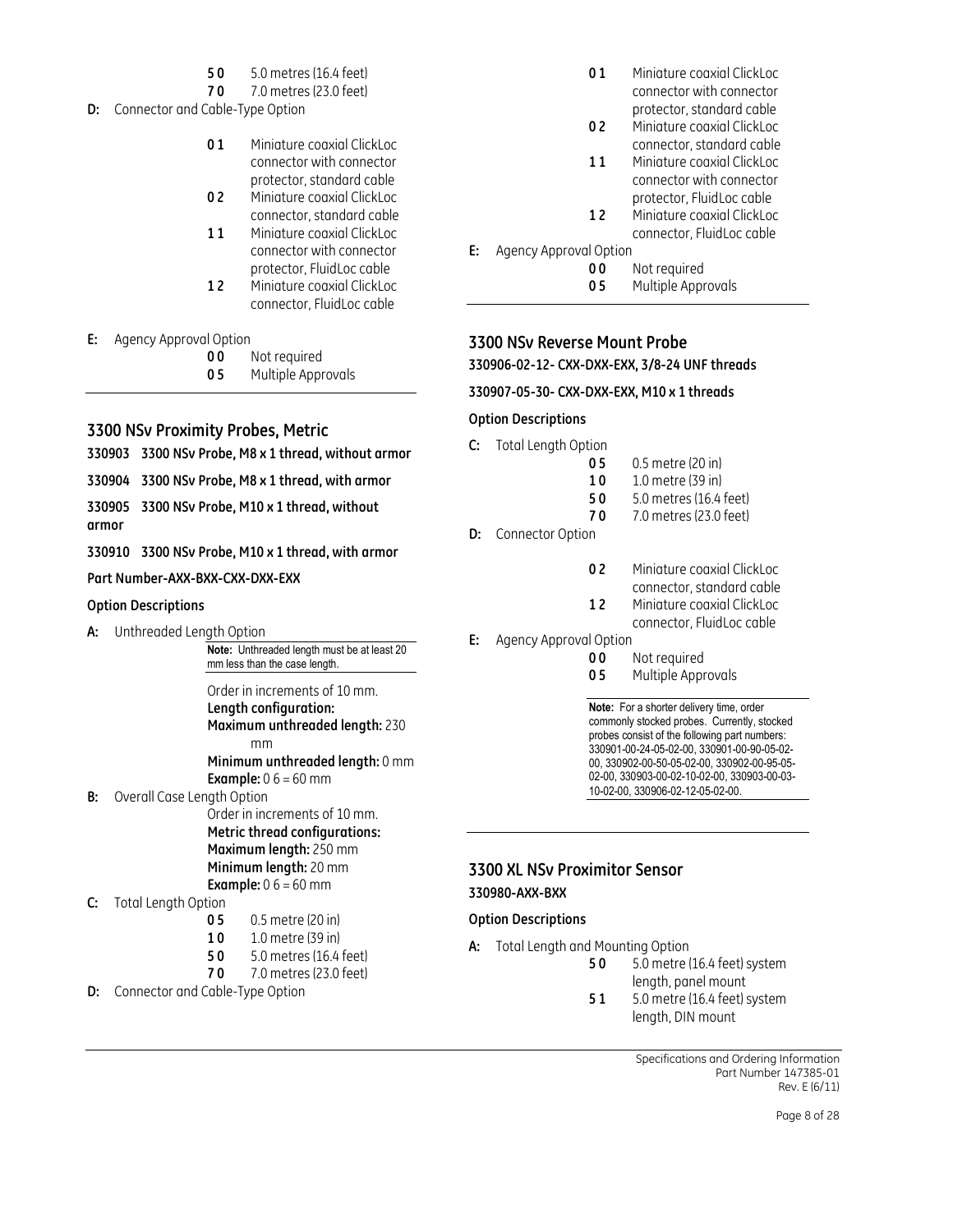**50** 5.0 metres (16.4 feet)
**70** 7.0 metres (23.0 feet)

**D:** Connector and Cable-Type Option

**01** Miniature coaxial ClickLoc connector with connector protector, standard cable
**02** Miniature coaxial ClickLoc connector, standard cable
**11** Miniature coaxial ClickLoc connector with connector protector, FluidLoc cable
**12** Miniature coaxial ClickLoc connector, FluidLoc cable

**E:** Agency Approval Option

**00** Not required
**05** Multiple Approvals

## 3300 NSv Proximity Probes, Metric

**330903 3300 NSv Probe, M8 x 1 thread, without armor**

**330904 3300 NSv Probe, M8 x 1 thread, with armor**

**330905 3300 NSv Probe, M10 x 1 thread, without armor**

**330910 3300 NSv Probe, M10 x 1 thread, with armor**

**Part Number-AXX-BXX-CXX-DXX-EXX**

**Option Descriptions**

**A:** Unthreaded Length Option

**Note:** Unthreaded length must be at least 20 mm less than the case length.

Order in increments of 10 mm.
**Length configuration:**
**Maximum unthreaded length:** 230 mm
**Minimum unthreaded length:** 0 mm
**Example:** 0 6 = 60 mm

**B:** Overall Case Length Option

Order in increments of 10 mm.
**Metric thread configurations:**
**Maximum length:** 250 mm
**Minimum length:** 20 mm
**Example:** 0 6 = 60 mm

**C:** Total Length Option

**05** 0.5 metre (20 in)
**10** 1.0 metre (39 in)
**50** 5.0 metres (16.4 feet)
**70** 7.0 metres (23.0 feet)

**D:** Connector and Cable-Type Option

**01** Miniature coaxial ClickLoc connector with connector protector, standard cable
**02** Miniature coaxial ClickLoc connector, standard cable
**11** Miniature coaxial ClickLoc connector with connector protector, FluidLoc cable
**12** Miniature coaxial ClickLoc connector, FluidLoc cable

**E:** Agency Approval Option

**00** Not required
**05** Multiple Approvals

## 3300 NSv Reverse Mount Probe

**330906-02-12- CXX-DXX-EXX, 3/8-24 UNF threads**

**330907-05-30- CXX-DXX-EXX, M10 x 1 threads**

**Option Descriptions**

**C:** Total Length Option

**05** 0.5 metre (20 in)
**10** 1.0 metre (39 in)
**50** 5.0 metres (16.4 feet)
**70** 7.0 metres (23.0 feet)

**D:** Connector Option

**02** Miniature coaxial ClickLoc connector, standard cable
**12** Miniature coaxial ClickLoc connector, FluidLoc cable

**E:** Agency Approval Option

**00** Not required
**05** Multiple Approvals

**Note:** For a shorter delivery time, order commonly stocked probes. Currently, stocked probes consist of the following part numbers: 330901-00-24-05-02-00, 330901-00-90-05-02-00, 330902-00-50-05-02-00, 330902-00-95-05-02-00, 330903-00-02-10-02-00, 330903-00-03-10-02-00, 330906-02-12-05-02-00.

## 3300 XL NSv Proximitor Sensor

**330980-AXX-BXX**

**Option Descriptions**

**A:** Total Length and Mounting Option

**50** 5.0 metre (16.4 feet) system length, panel mount
**51** 5.0 metre (16.4 feet) system length, DIN mount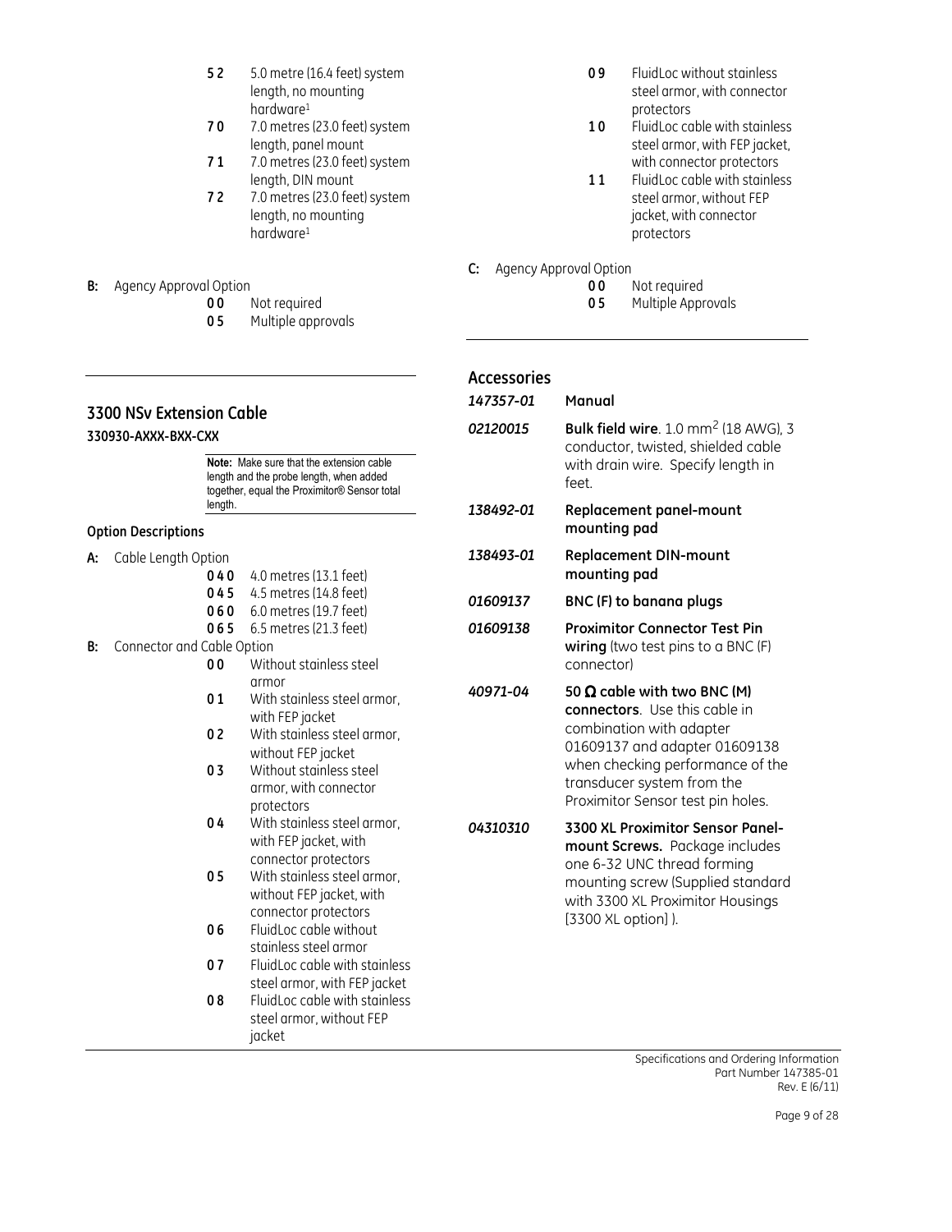- **5 2** 5.0 metre (16.4 feet) system length, no mounting hardware[1]
- **7 0** 7.0 metres (23.0 feet) system length, panel mount
- **7 1** 7.0 metres (23.0 feet) system length, DIN mount
- **7 2** 7.0 metres (23.0 feet) system length, no mounting hardware[1]

**B:** Agency Approval Option

- **0 0** Not required
- **0 5** Multiple approvals

## 3300 NSv Extension Cable

### 330930-AXXX-BXX-CXX

**Note:** Make sure that the extension cable length and the probe length, when added together, equal the Proximitor® Sensor total length.

### Option Descriptions

**A:** Cable Length Option

- **0 4 0** 4.0 metres (13.1 feet)
- **0 4 5** 4.5 metres (14.8 feet)
- **0 6 0** 6.0 metres (19.7 feet)
- **0 6 5** 6.5 metres (21.3 feet)

**B:** Connector and Cable Option

- **0 0** Without stainless steel armor
- **0 1** With stainless steel armor, with FEP jacket
- **0 2** With stainless steel armor, without FEP jacket
- **0 3** Without stainless steel armor, with connector protectors
- **0 4** With stainless steel armor, with FEP jacket, with connector protectors
- **0 5** With stainless steel armor, without FEP jacket, with connector protectors
- **0 6** FluidLoc cable without stainless steel armor
- **0 7** FluidLoc cable with stainless steel armor, with FEP jacket
- **0 8** FluidLoc cable with stainless steel armor, without FEP jacket
- **0 9** FluidLoc without stainless steel armor, with connector protectors
- **1 0** FluidLoc cable with stainless steel armor, with FEP jacket, with connector protectors
- **1 1** FluidLoc cable with stainless steel armor, without FEP jacket, with connector protectors

**C:** Agency Approval Option

- **0 0** Not required
- **0 5** Multiple Approvals

## Accessories

| | |
|---|---|
| *147357-01* | **Manual** |
| *02120015* | **Bulk field wire**. 1.0 mm$^2$ (18 AWG), 3 conductor, twisted, shielded cable with drain wire. Specify length in feet. |
| *138492-01* | **Replacement panel-mount mounting pad** |
| *138493-01* | **Replacement DIN-mount mounting pad** |
| *01609137* | **BNC (F) to banana plugs** |
| *01609138* | **Proximitor Connector Test Pin wiring** (two test pins to a BNC (F) connector) |
| *40971-04* | **50 Ω cable with two BNC (M) connectors**. Use this cable in combination with adapter 01609137 and adapter 01609138 when checking performance of the transducer system from the Proximitor Sensor test pin holes. |
| *04310310* | **3300 XL Proximitor Sensor Panel-mount Screws.** Package includes one 6-32 UNC thread forming mounting screw (Supplied standard with 3300 XL Proximitor Housings [3300 XL option] ). |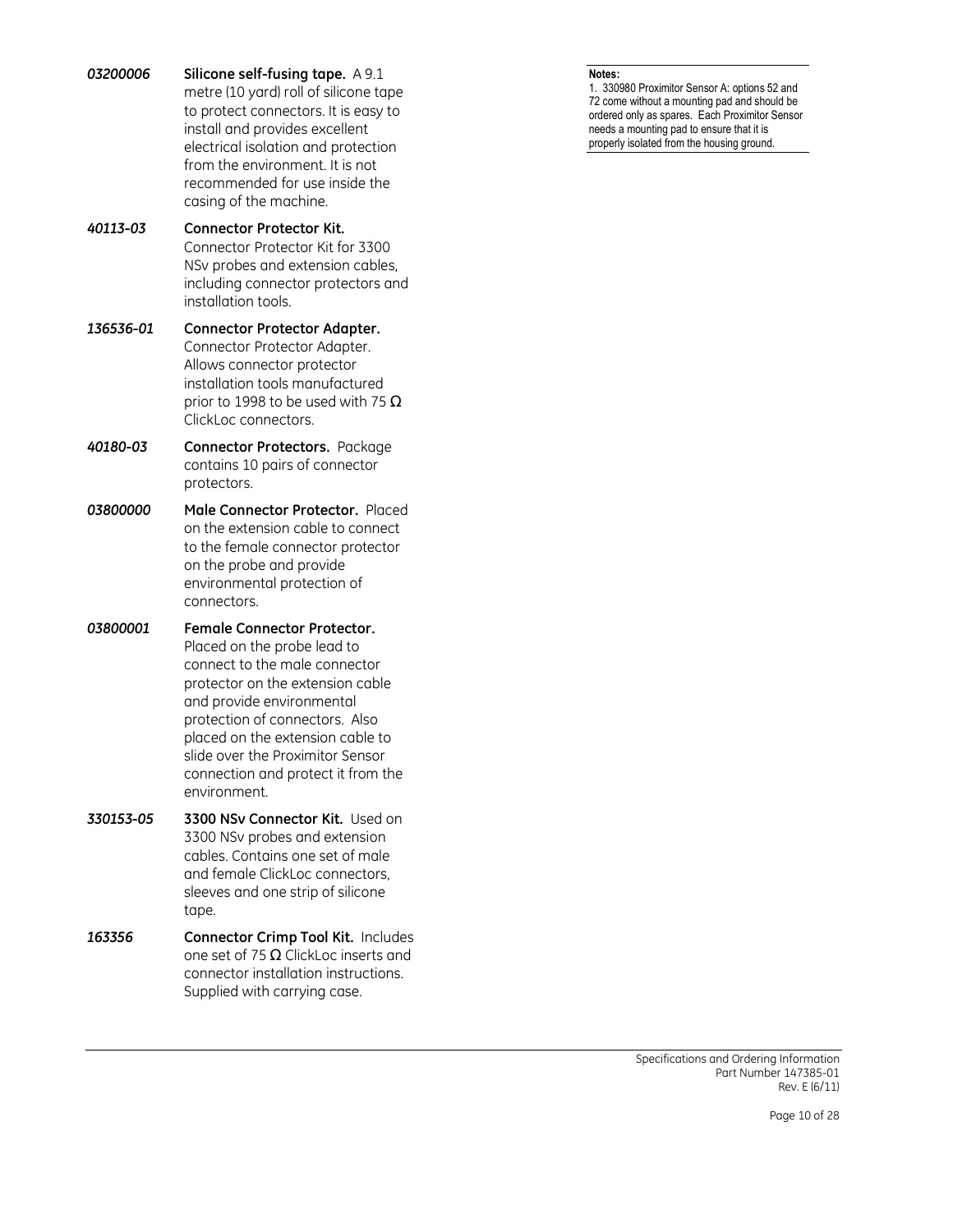***03200006*** **Silicone self-fusing tape.** A 9.1 metre (10 yard) roll of silicone tape to protect connectors. It is easy to install and provides excellent electrical isolation and protection from the environment. It is not recommended for use inside the casing of the machine.

***40113-03*** **Connector Protector Kit.** Connector Protector Kit for 3300 NSv probes and extension cables, including connector protectors and installation tools.

***136536-01*** **Connector Protector Adapter.** Connector Protector Adapter. Allows connector protector installation tools manufactured prior to 1998 to be used with 75 Ω ClickLoc connectors.

***40180-03*** **Connector Protectors.** Package contains 10 pairs of connector protectors.

***03800000*** **Male Connector Protector.** Placed on the extension cable to connect to the female connector protector on the probe and provide environmental protection of connectors.

***03800001*** **Female Connector Protector.** Placed on the probe lead to connect to the male connector protector on the extension cable and provide environmental protection of connectors. Also placed on the extension cable to slide over the Proximitor Sensor connection and protect it from the environment.

***330153-05*** **3300 NSv Connector Kit.** Used on 3300 NSv probes and extension cables. Contains one set of male and female ClickLoc connectors, sleeves and one strip of silicone tape.

***163356*** **Connector Crimp Tool Kit.** Includes one set of 75 Ω ClickLoc inserts and connector installation instructions. Supplied with carrying case.

**Notes:**

1. 330980 Proximitor Sensor A: options 52 and 72 come without a mounting pad and should be ordered only as spares. Each Proximitor Sensor needs a mounting pad to ensure that it is properly isolated from the housing ground.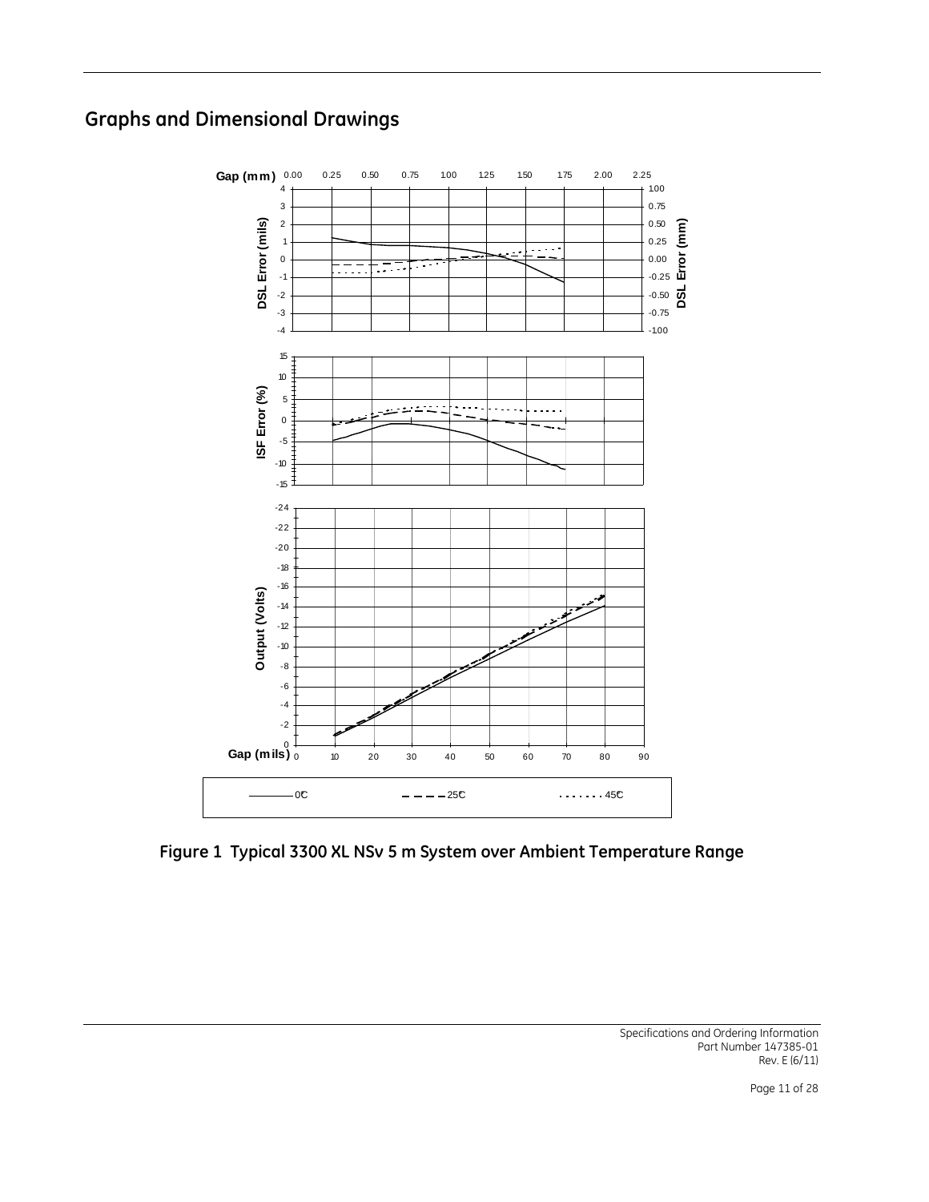## Graphs and Dimensional Drawings

Figure 1 Typical 3300 XL NSv 5 m System over Ambient Temperature Range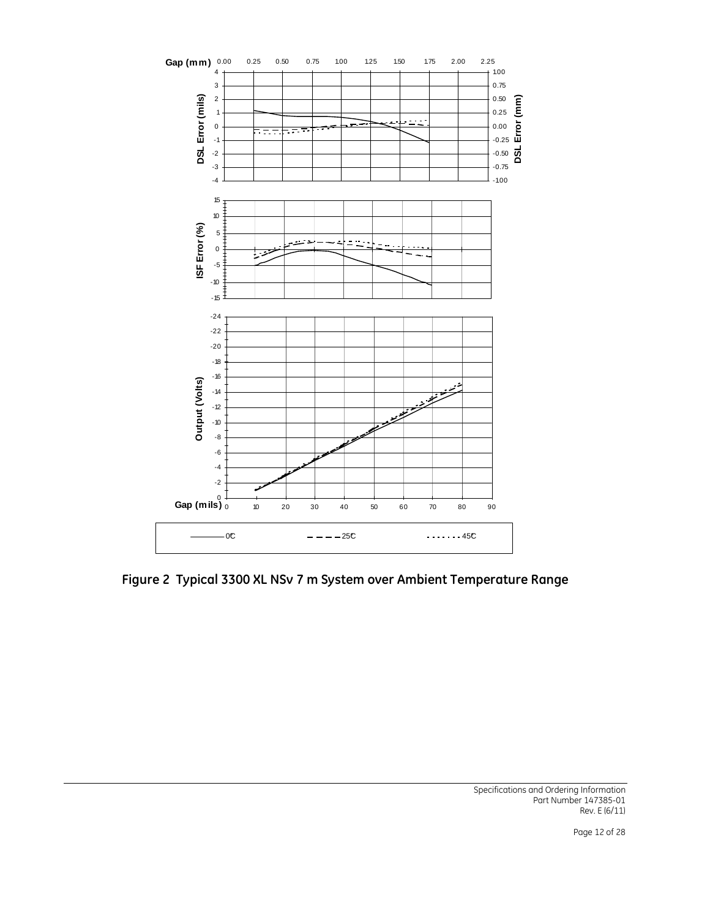Figure 2 Typical 3300 XL NSv 7 m System over Ambient Temperature Range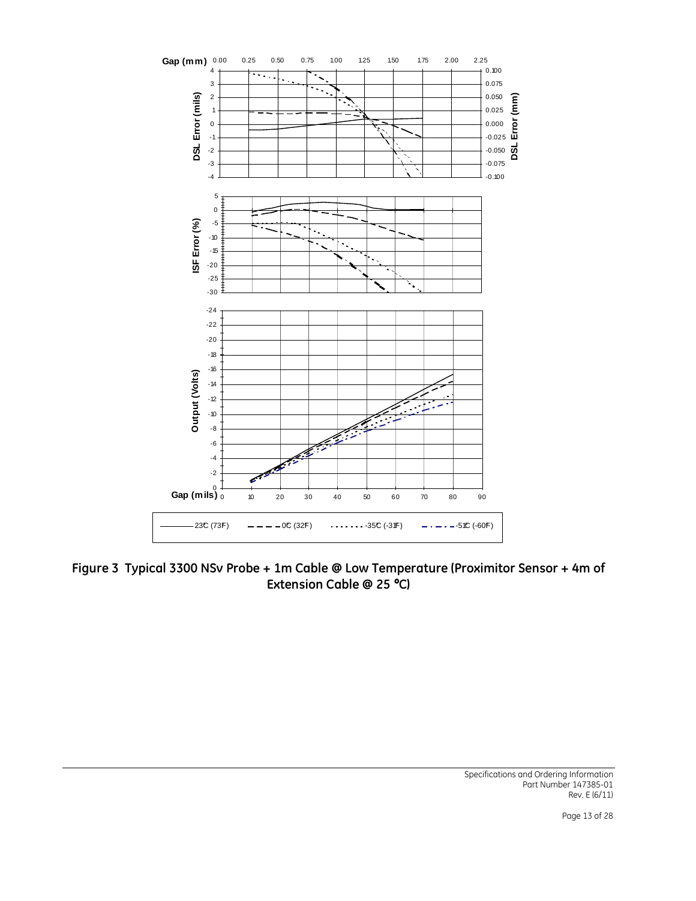Figure 3 Typical 3300 NSv Probe + 1m Cable @ Low Temperature (Proximitor Sensor + 4m of Extension Cable @ 25 °C)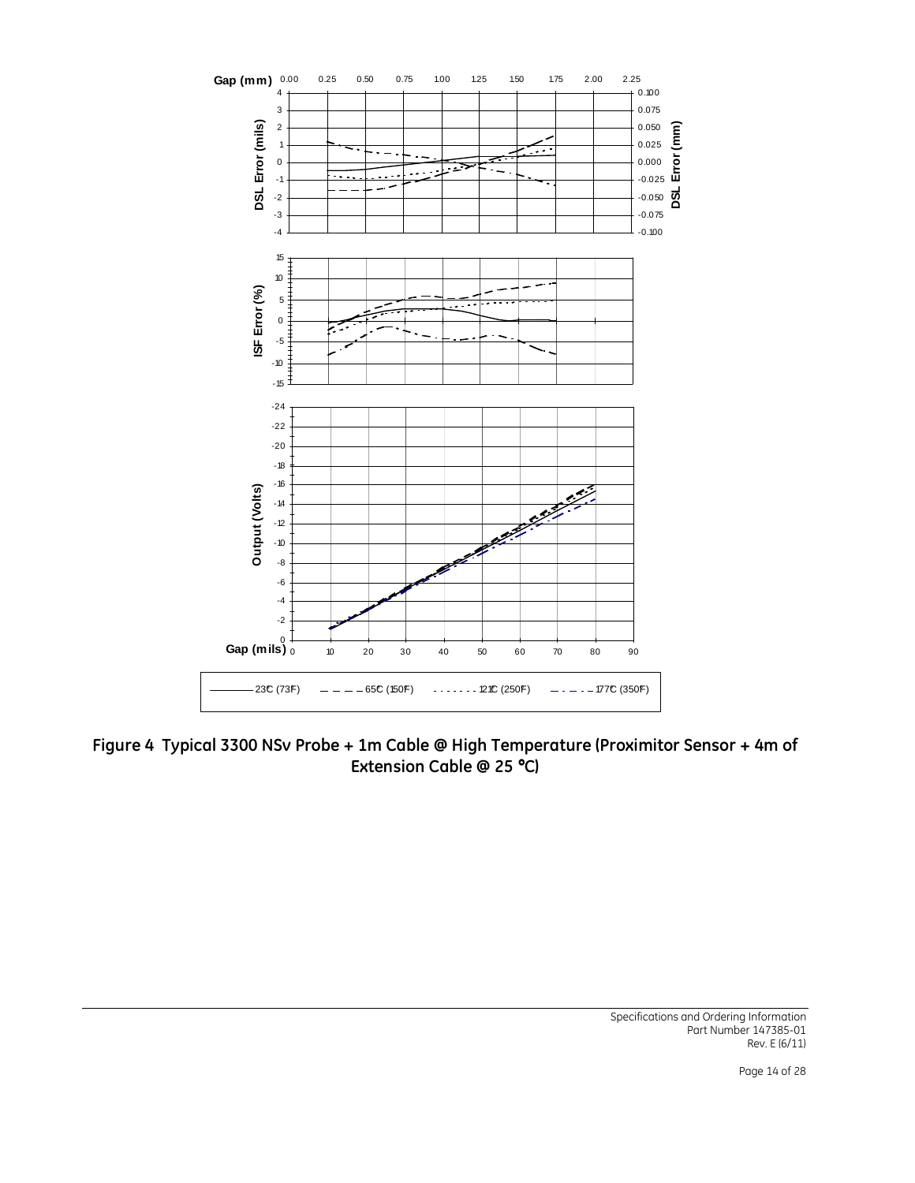**Figure 4 Typical 3300 NSv Probe + 1m Cable @ High Temperature (Proximitor Sensor + 4m of Extension Cable @ 25 °C)**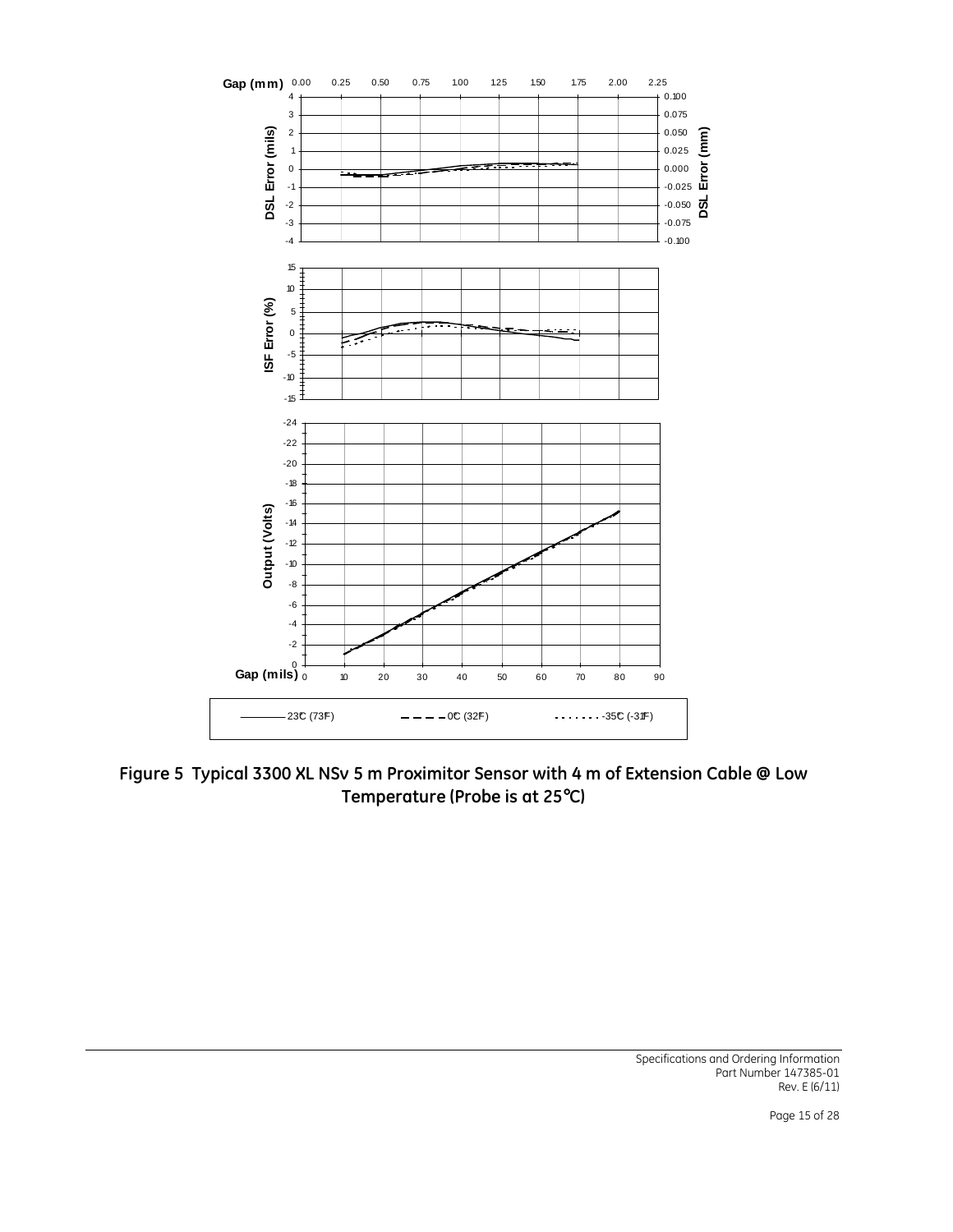**Figure 5 Typical 3300 XL NSv 5 m Proximitor Sensor with 4 m of Extension Cable @ Low Temperature (Probe is at 25°C)**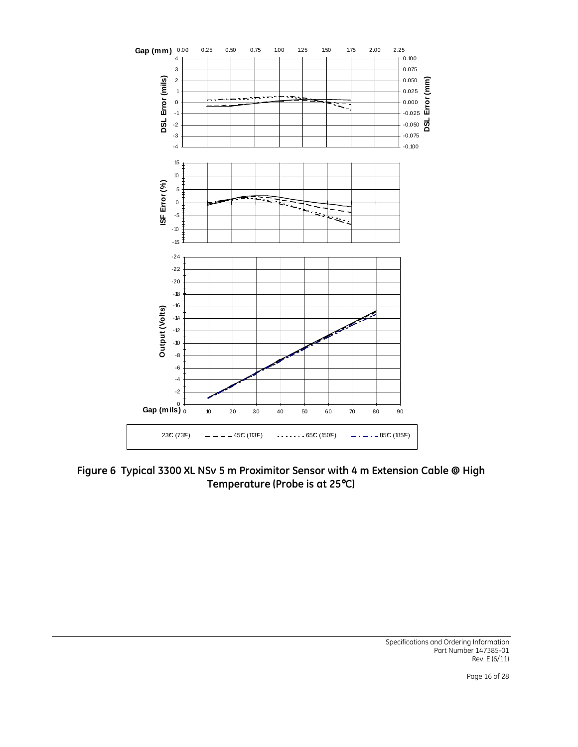Figure 6 Typical 3300 XL NSv 5 m Proximitor Sensor with 4 m Extension Cable @ High Temperature (Probe is at 25°C)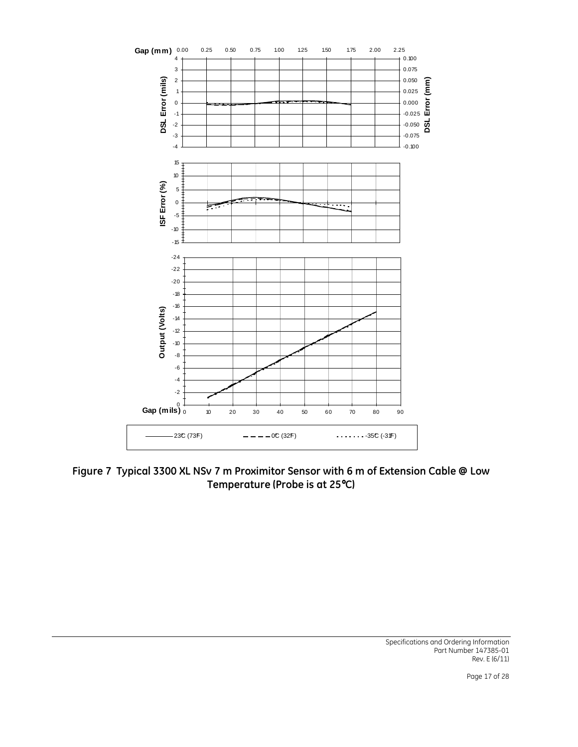Figure 7 Typical 3300 XL NSv 7 m Proximitor Sensor with 6 m of Extension Cable @ Low Temperature (Probe is at 25°C)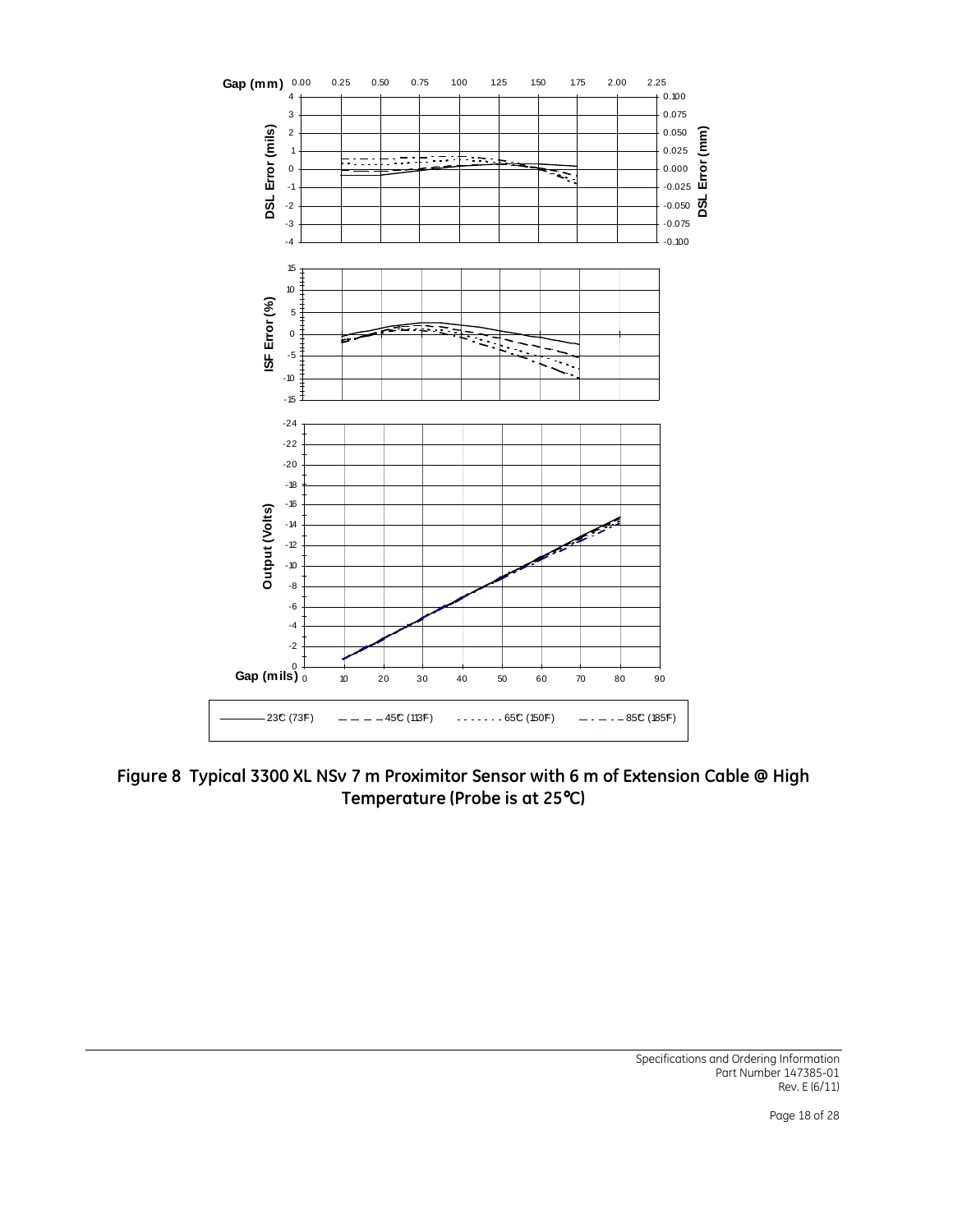Figure 8 Typical 3300 XL NSv 7 m Proximitor Sensor with 6 m of Extension Cable @ High Temperature (Probe is at 25°C)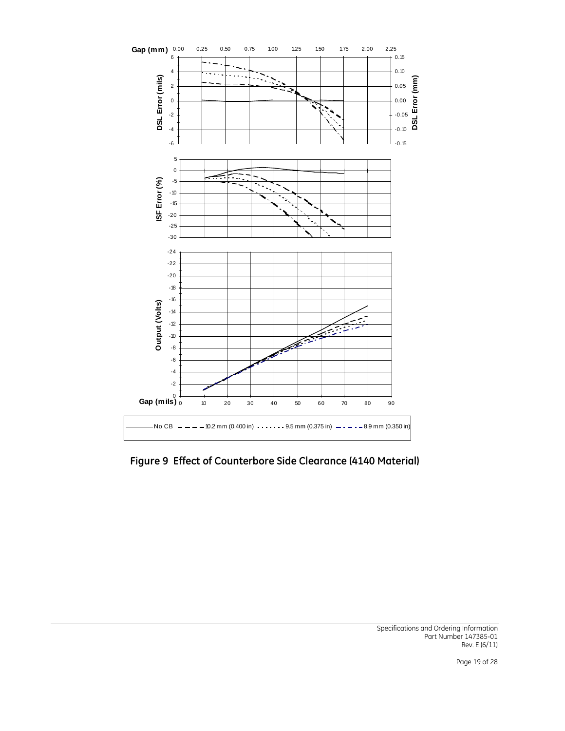Gap (mm) 0.00 0.25 0.50 0.75 1.00 1.25 1.50 1.75 2.00 2.25

DSL Error (mils) / DSL Error (mm)

ISF Error (%)

Output (Volts)

Gap (mils) 0 10 20 30 40 50 60 70 80 90

No CB — 10.2 mm (0.400 in) — 9.5 mm (0.375 in) — 8.9 mm (0.350 in)

**Figure 9 Effect of Counterbore Side Clearance (4140 Material)**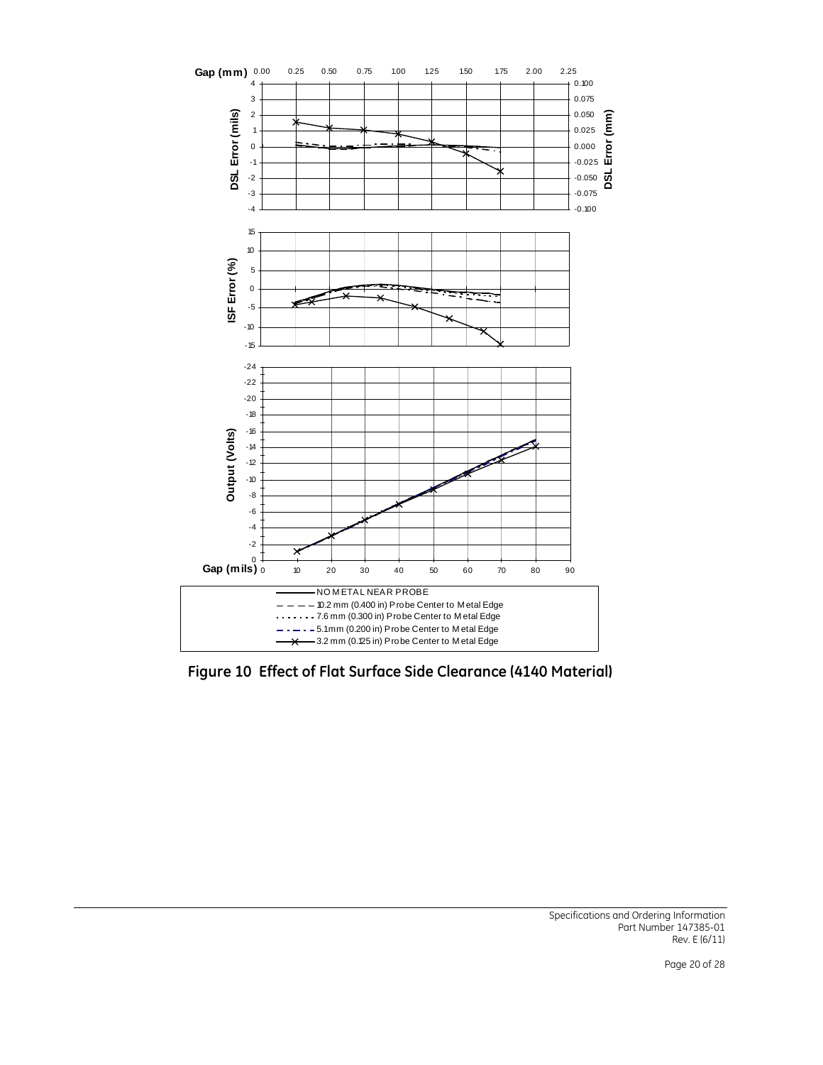Gap (mm) 0.00 0.25 0.50 0.75 1.00 1.25 1.50 1.75 2.00 2.25

DSL Error (mils)

DSL Error (mm)

ISF Error (%)

Output (Volts)

Gap (mils) 0 10 20 30 40 50 60 70 80 90

NO METAL NEAR PROBE

10.2 mm (0.400 in) Probe Center to Metal Edge

7.6 mm (0.300 in) Probe Center to Metal Edge

5.1 mm (0.200 in) Probe Center to Metal Edge

3.2 mm (0.125 in) Probe Center to Metal Edge

**Figure 10 Effect of Flat Surface Side Clearance (4140 Material)**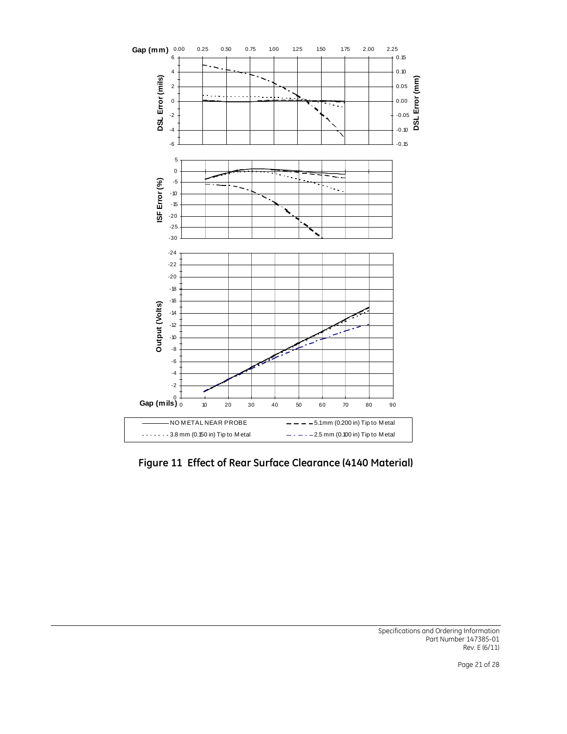Gap (mm) 0.00 0.25 0.50 0.75 1.00 1.25 1.50 1.75 2.00 2.25

DSL Error (mils) 6 4 2 0 -2 -4 -6

DSL Error (mm) 0.15 0.10 0.05 0.00 -0.05 -0.10 -0.15

ISF Error (%) 5 0 -5 -10 -15 -20 -25 -30

Output (Volts) -24 -22 -20 -18 -16 -14 -12 -10 -8 -6 -4 -2 0

Gap (mils) 0 10 20 30 40 50 60 70 80 90

NO METAL NEAR PROBE — 5.1mm (0.200 in) Tip to Metal

3.8 mm (0.150 in) Tip to Metal — 2.5 mm (0.100 in) Tip to Metal

**Figure 11 Effect of Rear Surface Clearance (4140 Material)**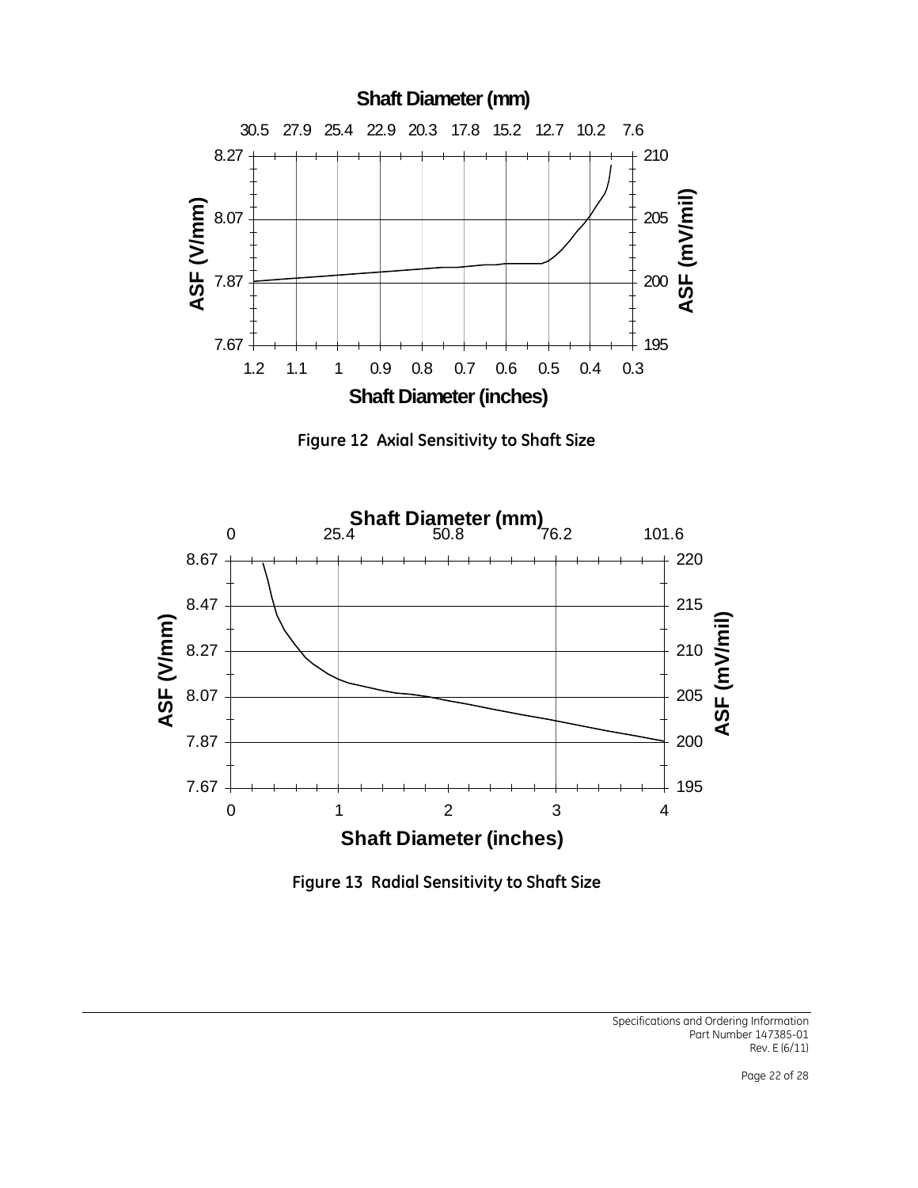Figure 12 Axial Sensitivity to Shaft Size

Figure 13 Radial Sensitivity to Shaft Size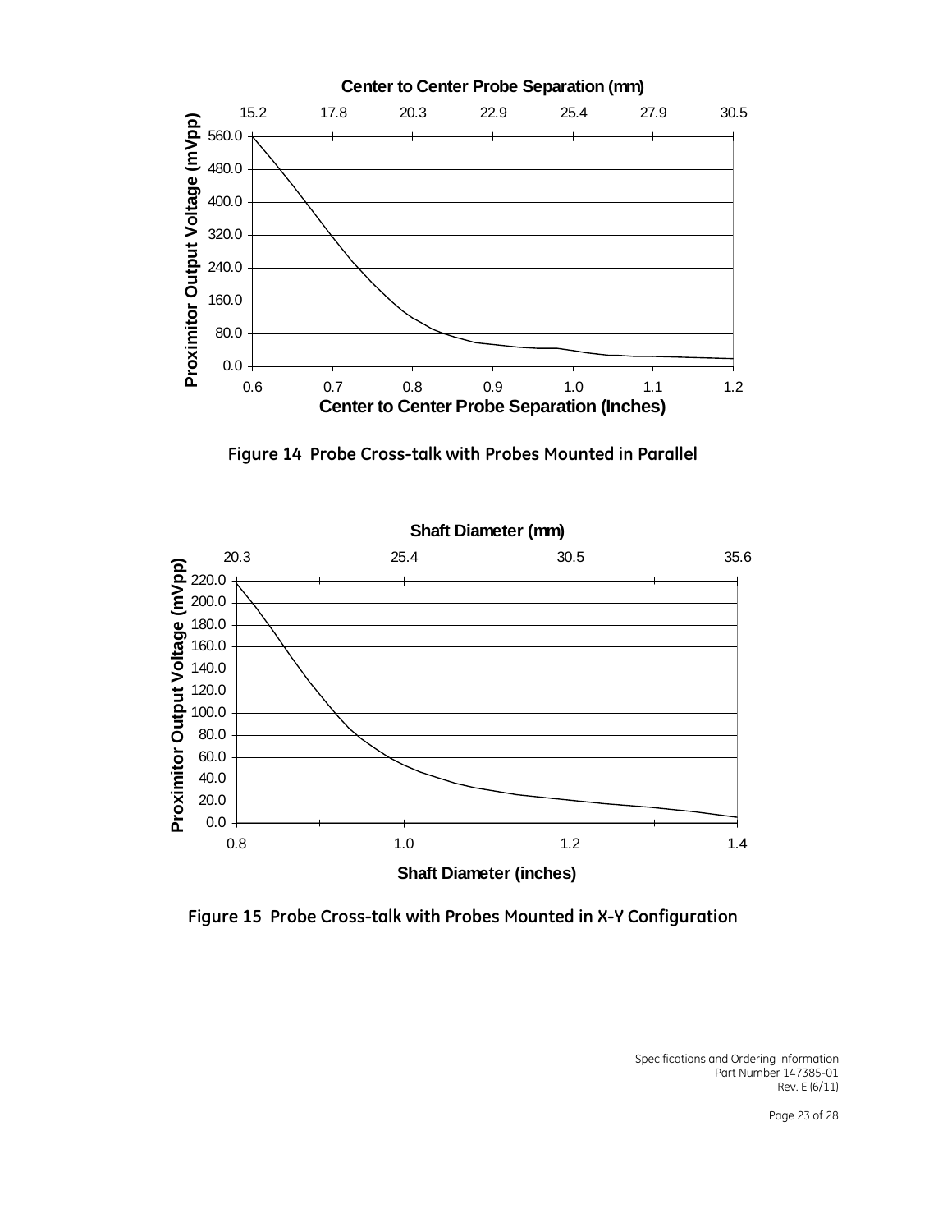Figure 14 Probe Cross-talk with Probes Mounted in Parallel

Figure 15 Probe Cross-talk with Probes Mounted in X-Y Configuration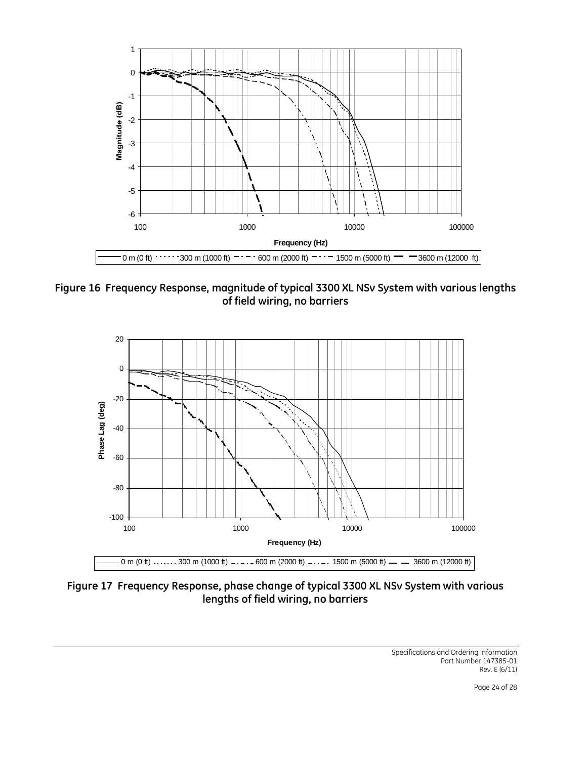**Figure 16 Frequency Response, magnitude of typical 3300 XL NSv System with various lengths of field wiring, no barriers**

**Figure 17 Frequency Response, phase change of typical 3300 XL NSv System with various lengths of field wiring, no barriers**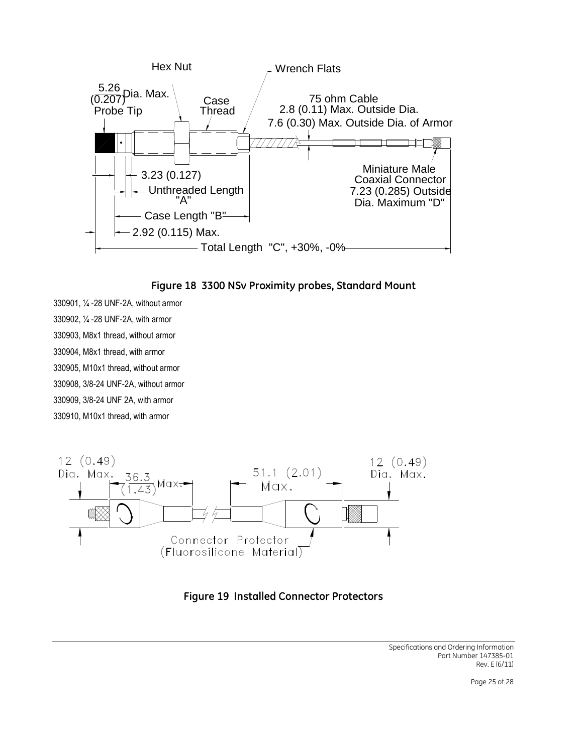Hex Nut

Wrench Flats

5.26 (0.207) Dia. Max. Probe Tip

Case Thread

75 ohm Cable
2.8 (0.11) Max. Outside Dia.
7.6 (0.30) Max. Outside Dia. of Armor

3.23 (0.127)

Unthreaded Length "A"

Case Length "B"

2.92 (0.115) Max.

Miniature Male Coaxial Connector 7.23 (0.285) Outside Dia. Maximum "D"

Total Length "C", +30%, -0%

**Figure 18 3300 NSv Proximity probes, Standard Mount**

330901, ¼ -28 UNF-2A, without armor

330902, ¼ -28 UNF-2A, with armor

330903, M8x1 thread, without armor

330904, M8x1 thread, with armor

330905, M10x1 thread, without armor

330908, 3/8-24 UNF-2A, without armor

330909, 3/8-24 UNF 2A, with armor

330910, M10x1 thread, with armor

12 (0.49) Dia. Max.

36.3 (1.43) Max.

51.1 (2.01) Max.

12 (0.49) Dia. Max.

Connector Protector (Fluorosilicone Material)

**Figure 19 Installed Connector Protectors**

Specifications and Ordering Information
Part Number 147385-01
Rev. E (6/11)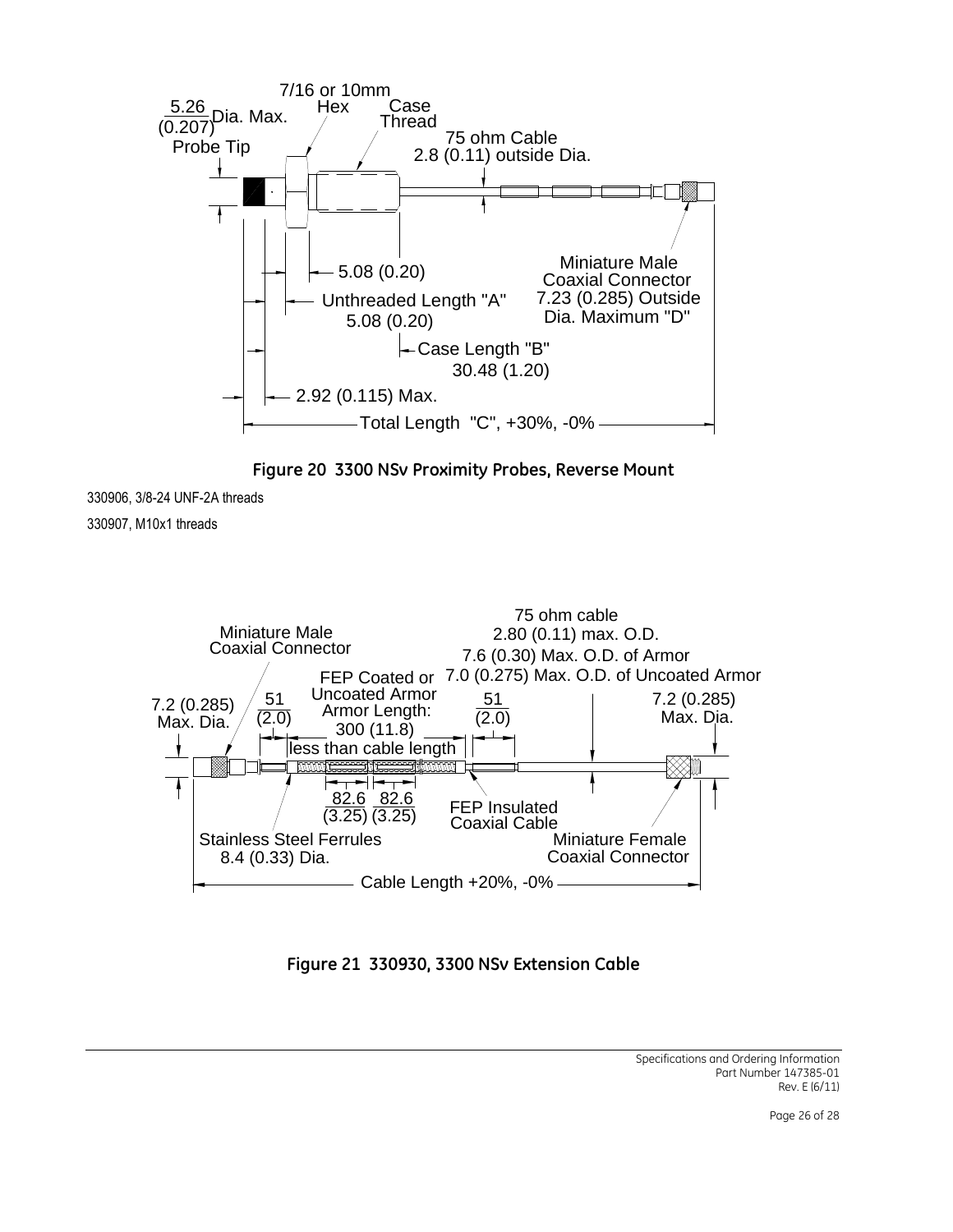**Figure 20 3300 NSv Proximity Probes, Reverse Mount**

330906, 3/8-24 UNF-2A threads

330907, M10x1 threads

**Figure 21 330930, 3300 NSv Extension Cable**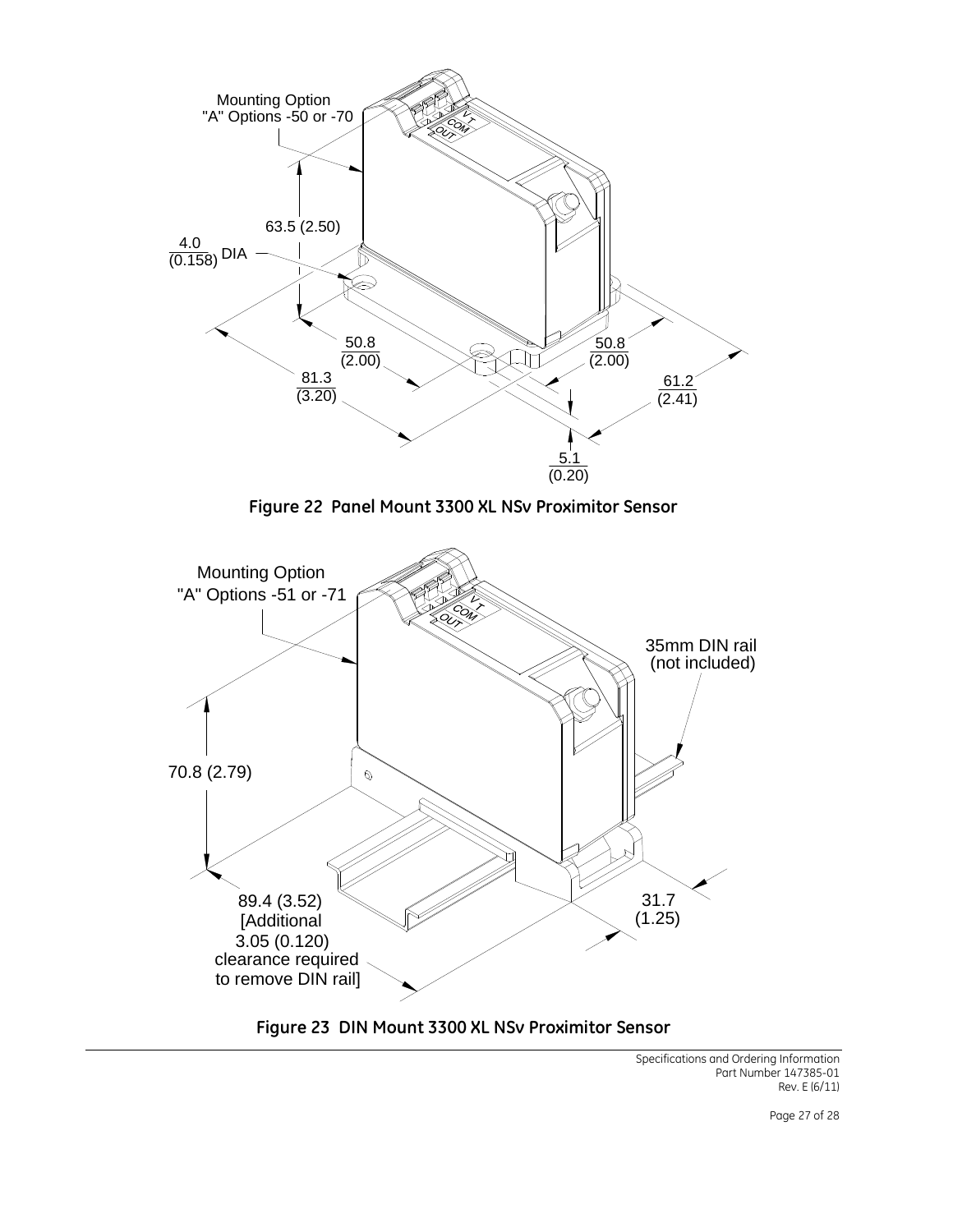**Figure 22 Panel Mount 3300 XL NSv Proximitor Sensor**

**Figure 23 DIN Mount 3300 XL NSv Proximitor Sensor**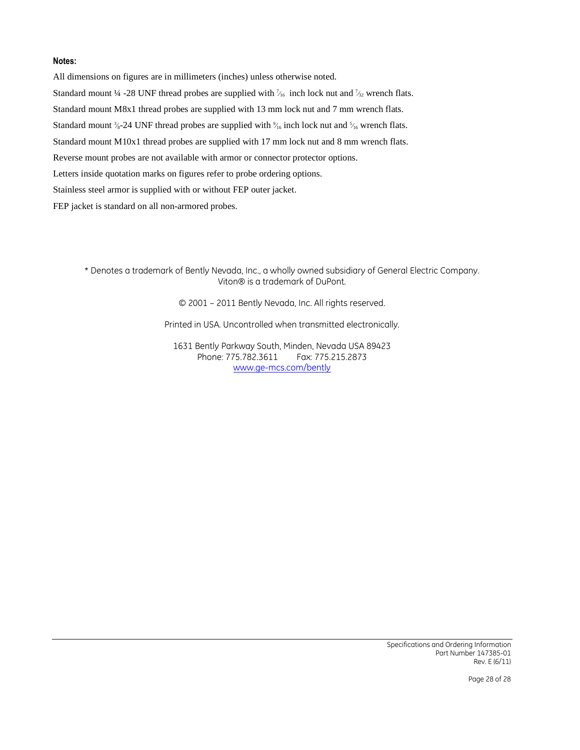**Notes:**

All dimensions on figures are in millimeters (inches) unless otherwise noted.

Standard mount ¼ -28 UNF thread probes are supplied with 7⁄16 inch lock nut and 7⁄32 wrench flats.

Standard mount M8x1 thread probes are supplied with 13 mm lock nut and 7 mm wrench flats.

Standard mount 3⁄8-24 UNF thread probes are supplied with 9⁄16 inch lock nut and 5⁄16 wrench flats.

Standard mount M10x1 thread probes are supplied with 17 mm lock nut and 8 mm wrench flats.

Reverse mount probes are not available with armor or connector protector options.

Letters inside quotation marks on figures refer to probe ordering options.

Stainless steel armor is supplied with or without FEP outer jacket.

FEP jacket is standard on all non-armored probes.

\* Denotes a trademark of Bently Nevada, Inc., a wholly owned subsidiary of General Electric Company.
Viton® is a trademark of DuPont.

© 2001 – 2011 Bently Nevada, Inc. All rights reserved.

Printed in USA. Uncontrolled when transmitted electronically.

1631 Bently Parkway South, Minden, Nevada USA 89423
Phone: 775.782.3611 Fax: 775.215.2873
www.ge-mcs.com/bently

Specifications and Ordering Information
Part Number 147385-01
Rev. E (6/11)